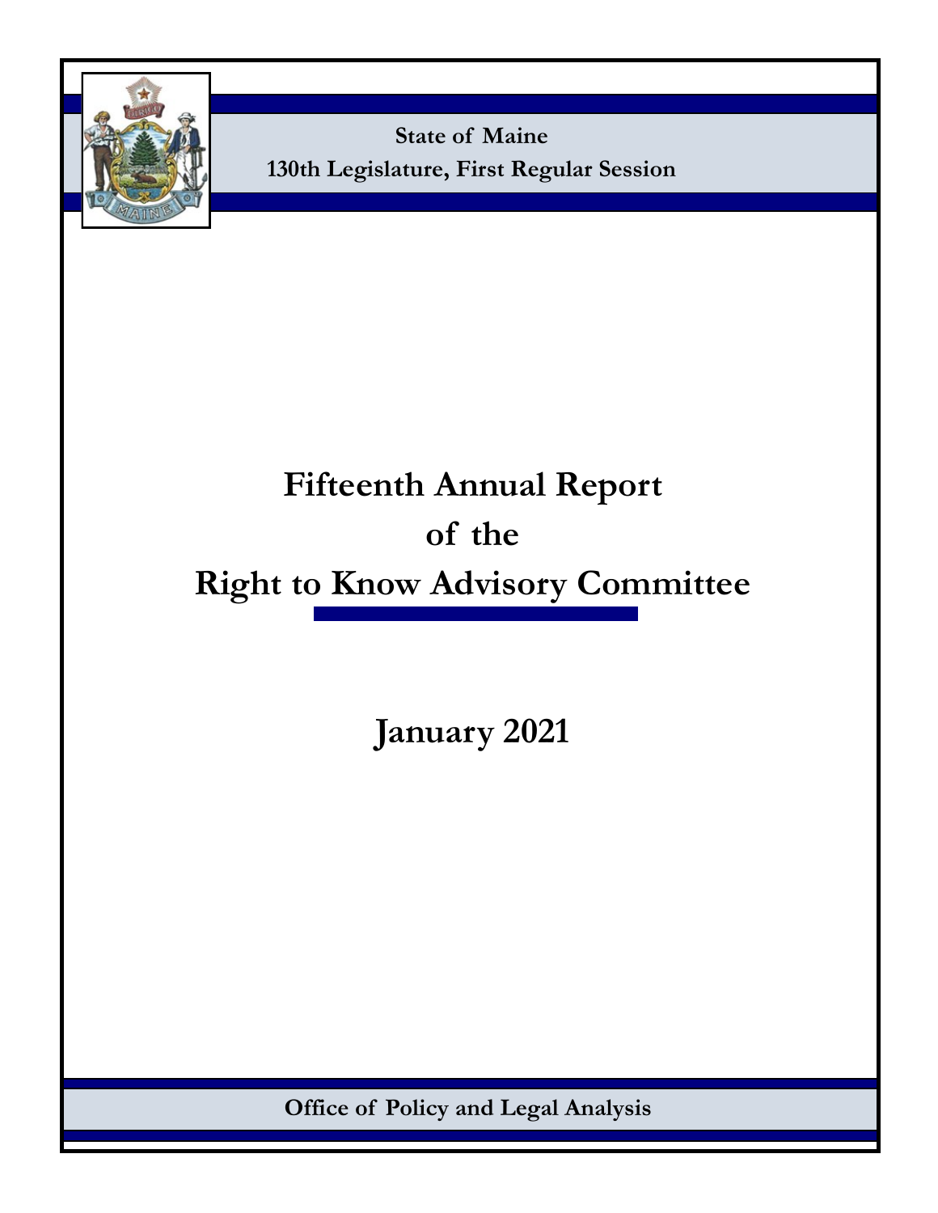State of Maine
130th Legislature, First Regular Session

# Fifteenth Annual Report of the Right to Know Advisory Committee

## January 2021

Office of Policy and Legal Analysis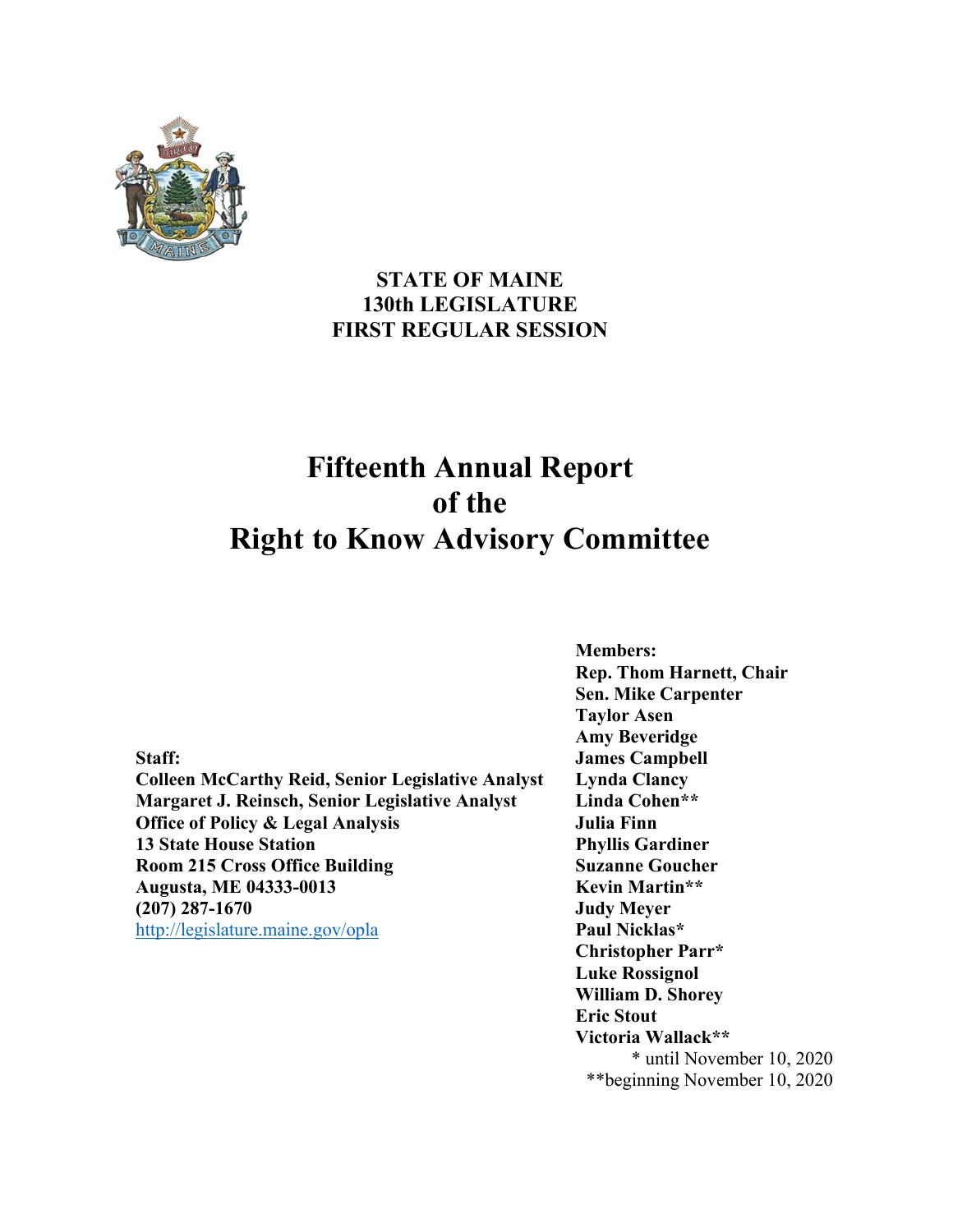**STATE OF MAINE**
**130th LEGISLATURE**
**FIRST REGULAR SESSION**

# Fifteenth Annual Report of the Right to Know Advisory Committee

**Members:**
**Rep. Thom Harnett, Chair**
**Sen. Mike Carpenter**
**Taylor Asen**
**Amy Beveridge**
**James Campbell**
**Lynda Clancy**
**Linda Cohen****
**Julia Finn**
**Phyllis Gardiner**
**Suzanne Goucher**
**Kevin Martin****
**Judy Meyer**
**Paul Nicklas***
**Christopher Parr***
**Luke Rossignol**
**William D. Shorey**
**Eric Stout**
**Victoria Wallack****

\* until November 10, 2020
\*\*beginning November 10, 2020

**Staff:**
**Colleen McCarthy Reid, Senior Legislative Analyst**
**Margaret J. Reinsch, Senior Legislative Analyst**
**Office of Policy & Legal Analysis**
**13 State House Station**
**Room 215 Cross Office Building**
**Augusta, ME 04333-0013**
**(207) 287-1670**
http://legislature.maine.gov/opla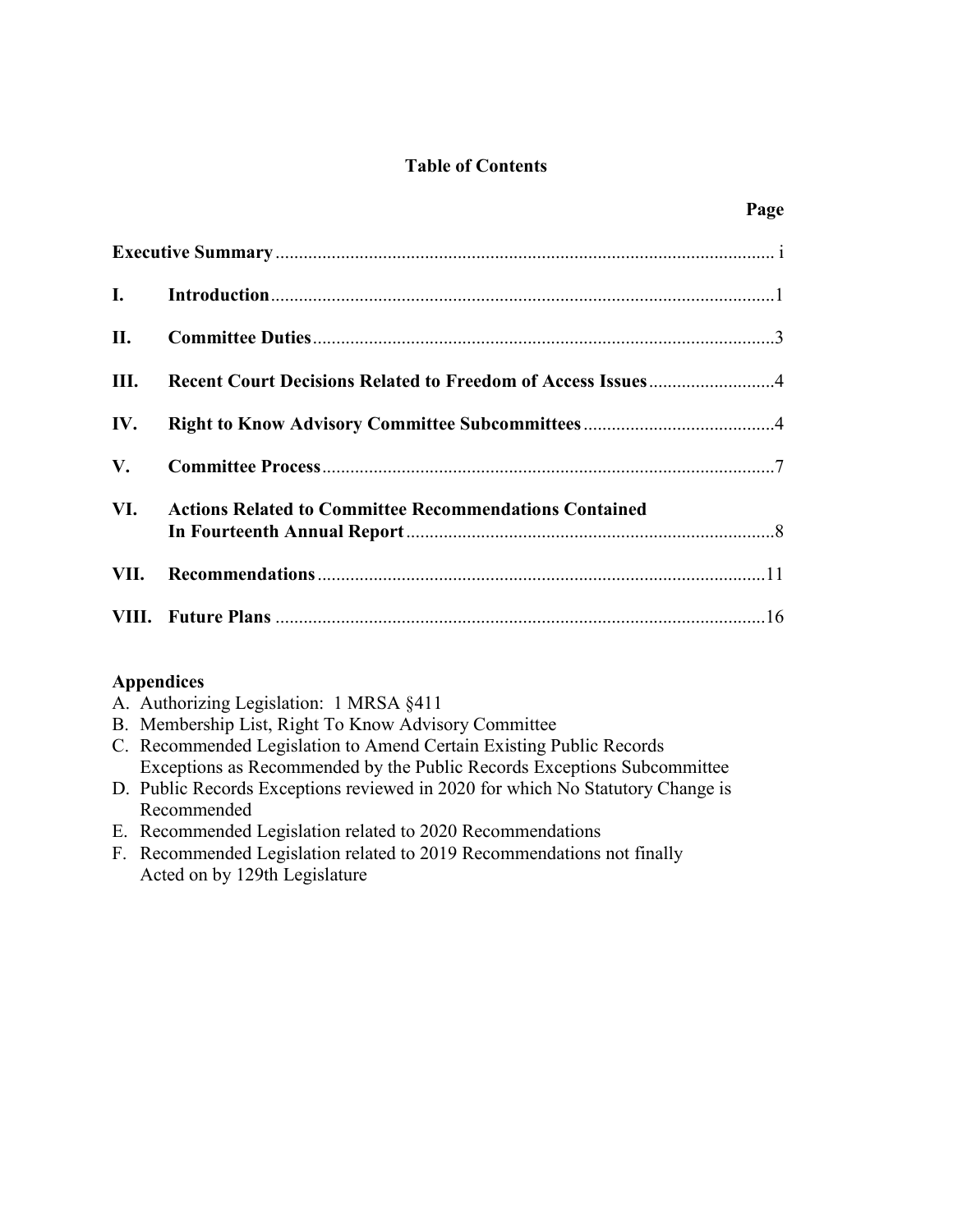# Table of Contents

| | | Page |
|---|---|---|
| **Executive Summary** | | i |
| **I.** | **Introduction** | 1 |
| **II.** | **Committee Duties** | 3 |
| **III.** | **Recent Court Decisions Related to Freedom of Access Issues** | 4 |
| **IV.** | **Right to Know Advisory Committee Subcommittees** | 4 |
| **V.** | **Committee Process** | 7 |
| **VI.** | **Actions Related to Committee Recommendations Contained In Fourteenth Annual Report** | 8 |
| **VII.** | **Recommendations** | 11 |
| **VIII.** | **Future Plans** | 16 |

**Appendices**

A. Authorizing Legislation: 1 MRSA §411
B. Membership List, Right To Know Advisory Committee
C. Recommended Legislation to Amend Certain Existing Public Records Exceptions as Recommended by the Public Records Exceptions Subcommittee
D. Public Records Exceptions reviewed in 2020 for which No Statutory Change is Recommended
E. Recommended Legislation related to 2020 Recommendations
F. Recommended Legislation related to 2019 Recommendations not finally Acted on by 129th Legislature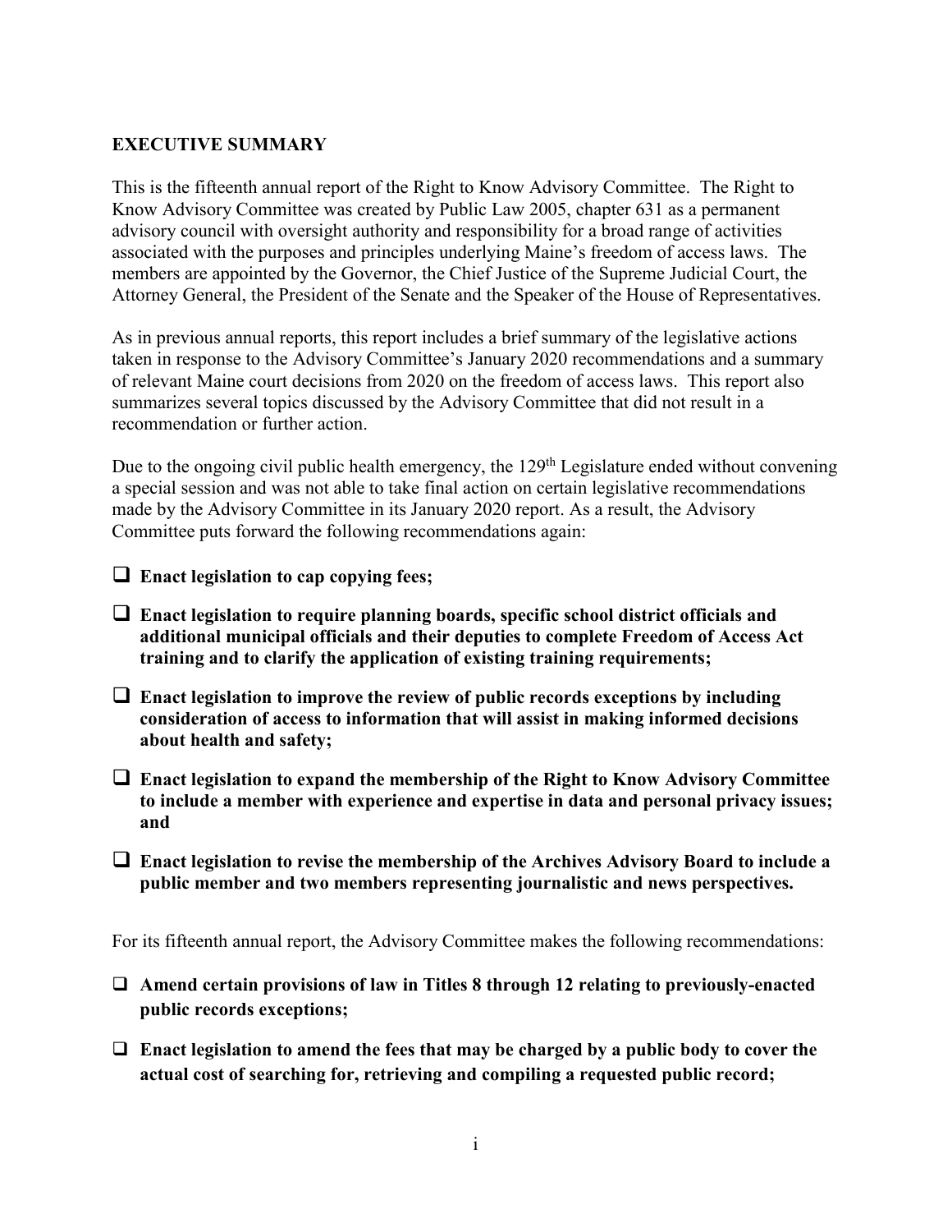## EXECUTIVE SUMMARY

This is the fifteenth annual report of the Right to Know Advisory Committee. The Right to Know Advisory Committee was created by Public Law 2005, chapter 631 as a permanent advisory council with oversight authority and responsibility for a broad range of activities associated with the purposes and principles underlying Maine's freedom of access laws. The members are appointed by the Governor, the Chief Justice of the Supreme Judicial Court, the Attorney General, the President of the Senate and the Speaker of the House of Representatives.

As in previous annual reports, this report includes a brief summary of the legislative actions taken in response to the Advisory Committee's January 2020 recommendations and a summary of relevant Maine court decisions from 2020 on the freedom of access laws. This report also summarizes several topics discussed by the Advisory Committee that did not result in a recommendation or further action.

Due to the ongoing civil public health emergency, the 129th Legislature ended without convening a special session and was not able to take final action on certain legislative recommendations made by the Advisory Committee in its January 2020 report. As a result, the Advisory Committee puts forward the following recommendations again:

- ❑ **Enact legislation to cap copying fees;**
- ❑ **Enact legislation to require planning boards, specific school district officials and additional municipal officials and their deputies to complete Freedom of Access Act training and to clarify the application of existing training requirements;**
- ❑ **Enact legislation to improve the review of public records exceptions by including consideration of access to information that will assist in making informed decisions about health and safety;**
- ❑ **Enact legislation to expand the membership of the Right to Know Advisory Committee to include a member with experience and expertise in data and personal privacy issues; and**
- ❑ **Enact legislation to revise the membership of the Archives Advisory Board to include a public member and two members representing journalistic and news perspectives.**

For its fifteenth annual report, the Advisory Committee makes the following recommendations:

- ❑ **Amend certain provisions of law in Titles 8 through 12 relating to previously-enacted public records exceptions;**
- ❑ **Enact legislation to amend the fees that may be charged by a public body to cover the actual cost of searching for, retrieving and compiling a requested public record;**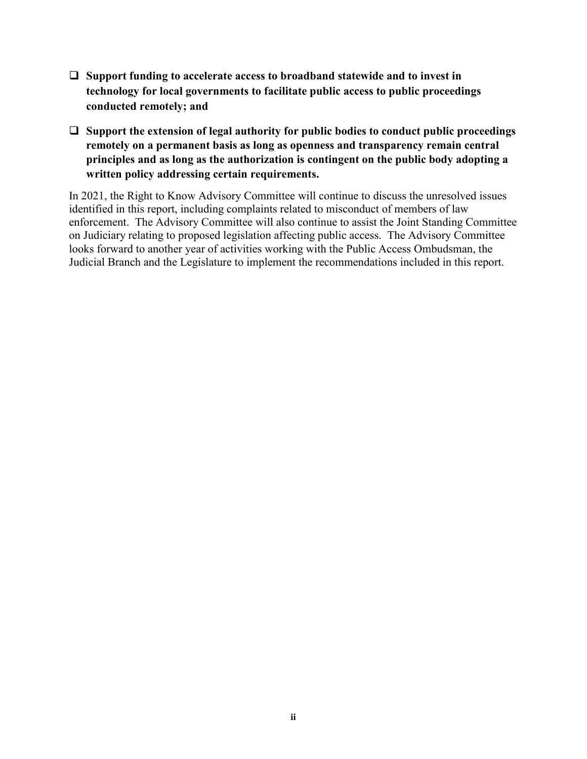- ❑ **Support funding to accelerate access to broadband statewide and to invest in technology for local governments to facilitate public access to public proceedings conducted remotely; and**

- ❑ **Support the extension of legal authority for public bodies to conduct public proceedings remotely on a permanent basis as long as openness and transparency remain central principles and as long as the authorization is contingent on the public body adopting a written policy addressing certain requirements.**

In 2021, the Right to Know Advisory Committee will continue to discuss the unresolved issues identified in this report, including complaints related to misconduct of members of law enforcement. The Advisory Committee will also continue to assist the Joint Standing Committee on Judiciary relating to proposed legislation affecting public access. The Advisory Committee looks forward to another year of activities working with the Public Access Ombudsman, the Judicial Branch and the Legislature to implement the recommendations included in this report.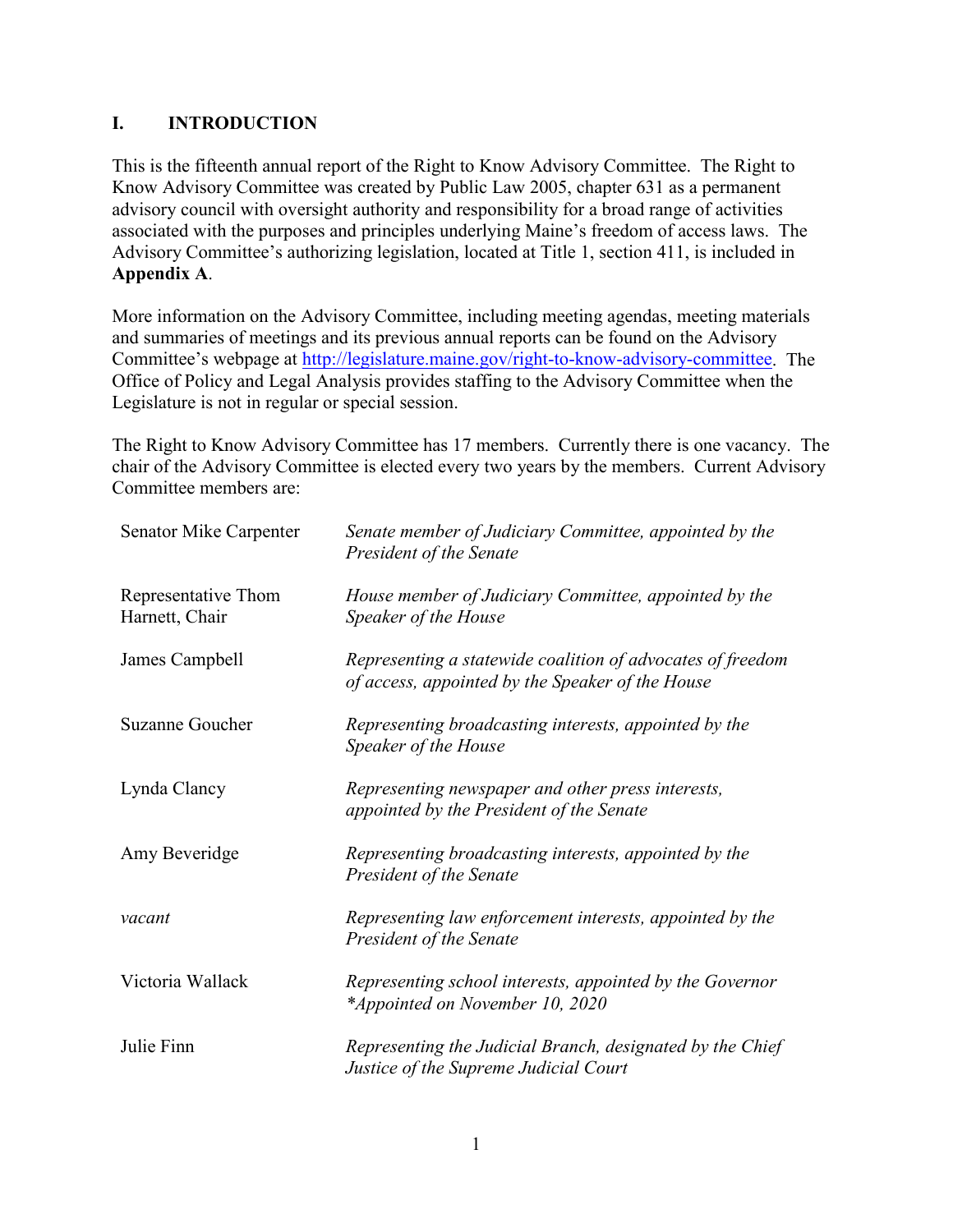## I. INTRODUCTION

This is the fifteenth annual report of the Right to Know Advisory Committee. The Right to Know Advisory Committee was created by Public Law 2005, chapter 631 as a permanent advisory council with oversight authority and responsibility for a broad range of activities associated with the purposes and principles underlying Maine's freedom of access laws. The Advisory Committee's authorizing legislation, located at Title 1, section 411, is included in **Appendix A**.

More information on the Advisory Committee, including meeting agendas, meeting materials and summaries of meetings and its previous annual reports can be found on the Advisory Committee's webpage at [http://legislature.maine.gov/right-to-know-advisory-committee](http://legislature.maine.gov/right-to-know-advisory-committee). The Office of Policy and Legal Analysis provides staffing to the Advisory Committee when the Legislature is not in regular or special session.

The Right to Know Advisory Committee has 17 members. Currently there is one vacancy. The chair of the Advisory Committee is elected every two years by the members. Current Advisory Committee members are:

| | |
|---|---|
| Senator Mike Carpenter | *Senate member of Judiciary Committee, appointed by the President of the Senate* |
| Representative Thom Harnett, Chair | *House member of Judiciary Committee, appointed by the Speaker of the House* |
| James Campbell | *Representing a statewide coalition of advocates of freedom of access, appointed by the Speaker of the House* |
| Suzanne Goucher | *Representing broadcasting interests, appointed by the Speaker of the House* |
| Lynda Clancy | *Representing newspaper and other press interests, appointed by the President of the Senate* |
| Amy Beveridge | *Representing broadcasting interests, appointed by the President of the Senate* |
| *vacant* | *Representing law enforcement interests, appointed by the President of the Senate* |
| Victoria Wallack | *Representing school interests, appointed by the Governor *Appointed on November 10, 2020* |
| Julie Finn | *Representing the Judicial Branch, designated by the Chief Justice of the Supreme Judicial Court* |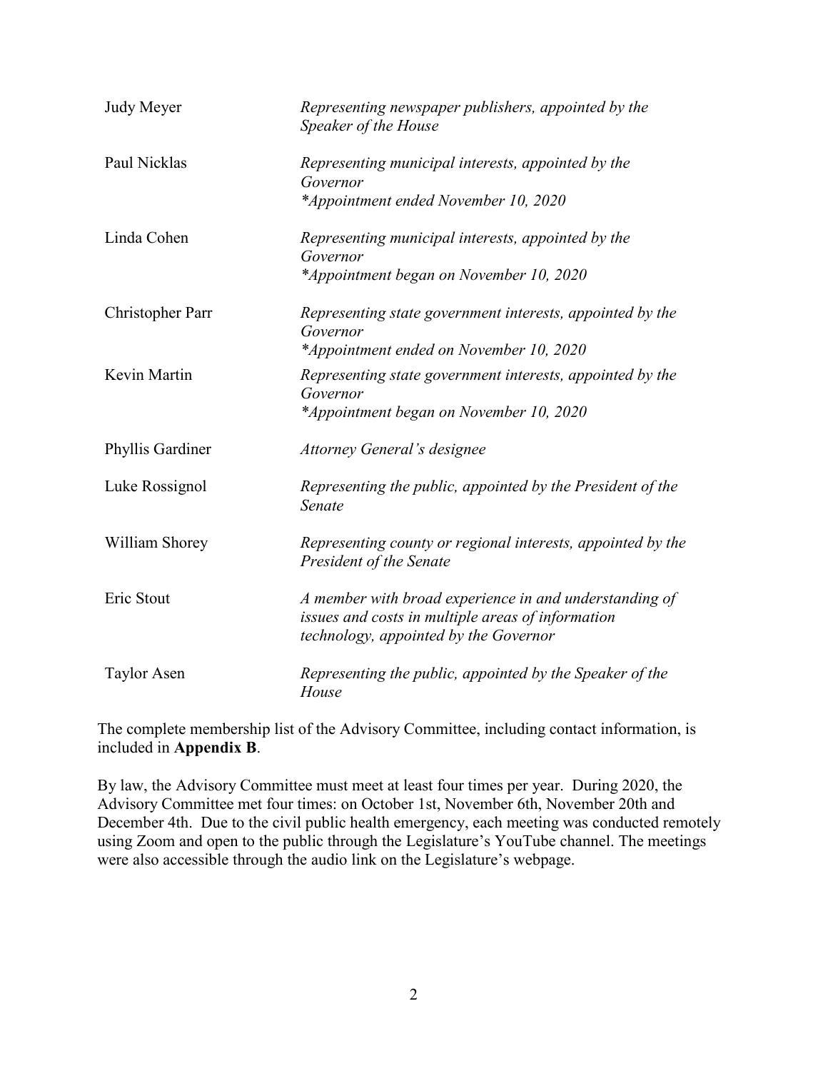| | |
|---|---|
| Judy Meyer | *Representing newspaper publishers, appointed by the Speaker of the House* |
| Paul Nicklas | *Representing municipal interests, appointed by the Governor* <br> **Appointment ended November 10, 2020* |
| Linda Cohen | *Representing municipal interests, appointed by the Governor* <br> **Appointment began on November 10, 2020* |
| Christopher Parr | *Representing state government interests, appointed by the Governor* <br> **Appointment ended on November 10, 2020* |
| Kevin Martin | *Representing state government interests, appointed by the Governor* <br> **Appointment began on November 10, 2020* |
| Phyllis Gardiner | *Attorney General's designee* |
| Luke Rossignol | *Representing the public, appointed by the President of the Senate* |
| William Shorey | *Representing county or regional interests, appointed by the President of the Senate* |
| Eric Stout | *A member with broad experience in and understanding of issues and costs in multiple areas of information technology, appointed by the Governor* |
| Taylor Asen | *Representing the public, appointed by the Speaker of the House* |

The complete membership list of the Advisory Committee, including contact information, is included in **Appendix B**.

By law, the Advisory Committee must meet at least four times per year. During 2020, the Advisory Committee met four times: on October 1st, November 6th, November 20th and December 4th. Due to the civil public health emergency, each meeting was conducted remotely using Zoom and open to the public through the Legislature's YouTube channel. The meetings were also accessible through the audio link on the Legislature's webpage.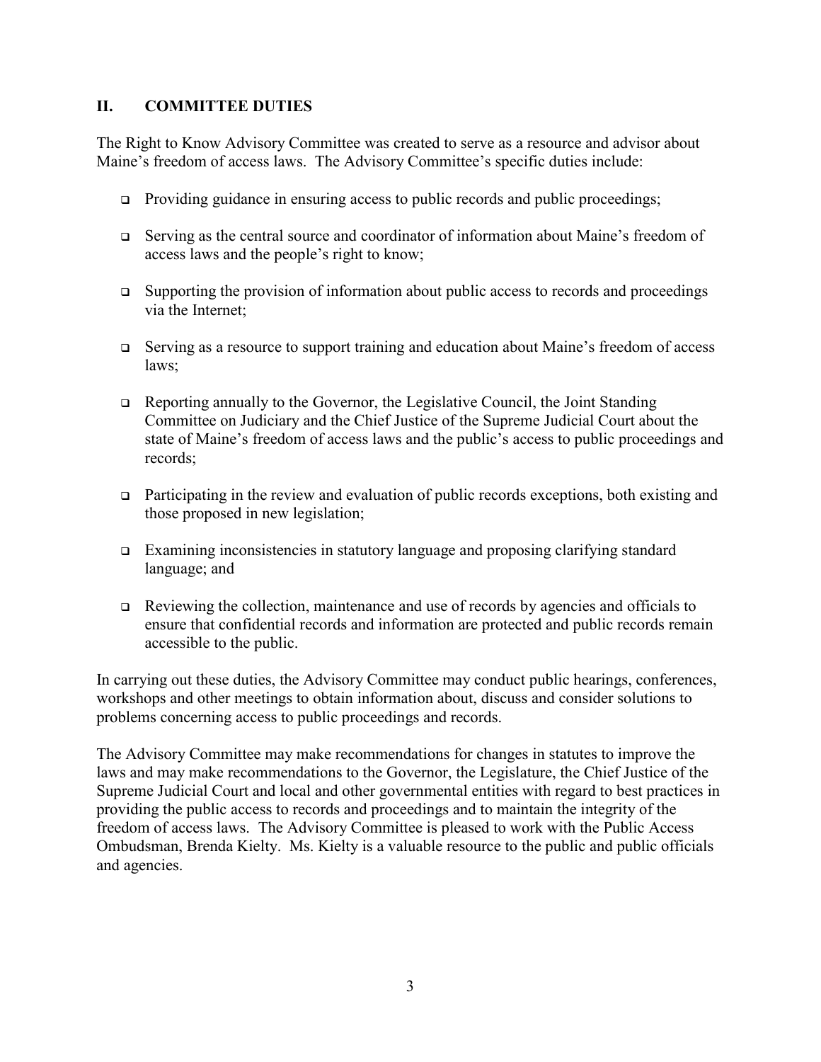## II. COMMITTEE DUTIES

The Right to Know Advisory Committee was created to serve as a resource and advisor about Maine's freedom of access laws. The Advisory Committee's specific duties include:

- Providing guidance in ensuring access to public records and public proceedings;
- Serving as the central source and coordinator of information about Maine's freedom of access laws and the people's right to know;
- Supporting the provision of information about public access to records and proceedings via the Internet;
- Serving as a resource to support training and education about Maine's freedom of access laws;
- Reporting annually to the Governor, the Legislative Council, the Joint Standing Committee on Judiciary and the Chief Justice of the Supreme Judicial Court about the state of Maine's freedom of access laws and the public's access to public proceedings and records;
- Participating in the review and evaluation of public records exceptions, both existing and those proposed in new legislation;
- Examining inconsistencies in statutory language and proposing clarifying standard language; and
- Reviewing the collection, maintenance and use of records by agencies and officials to ensure that confidential records and information are protected and public records remain accessible to the public.

In carrying out these duties, the Advisory Committee may conduct public hearings, conferences, workshops and other meetings to obtain information about, discuss and consider solutions to problems concerning access to public proceedings and records.

The Advisory Committee may make recommendations for changes in statutes to improve the laws and may make recommendations to the Governor, the Legislature, the Chief Justice of the Supreme Judicial Court and local and other governmental entities with regard to best practices in providing the public access to records and proceedings and to maintain the integrity of the freedom of access laws. The Advisory Committee is pleased to work with the Public Access Ombudsman, Brenda Kielty. Ms. Kielty is a valuable resource to the public and public officials and agencies.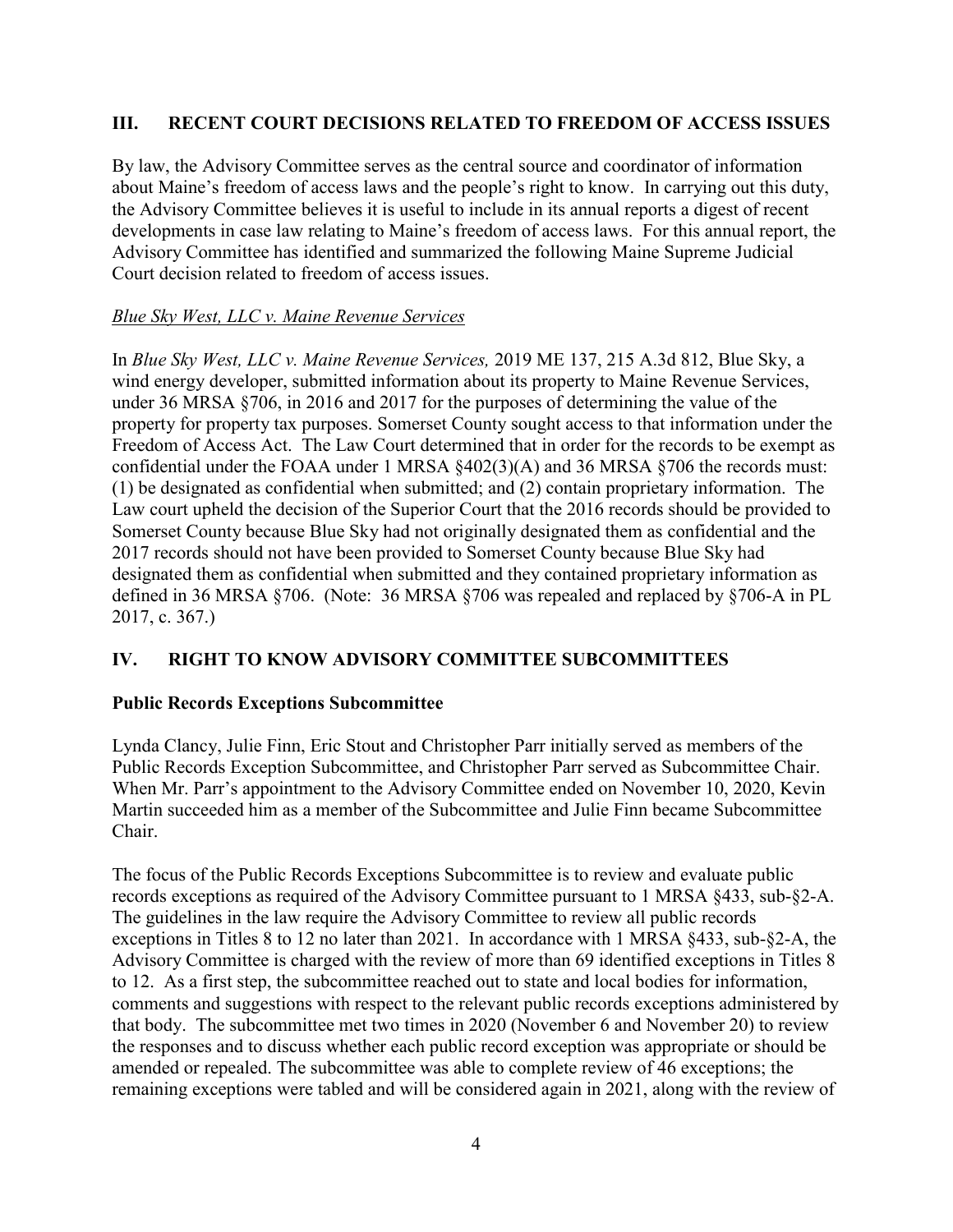## III. RECENT COURT DECISIONS RELATED TO FREEDOM OF ACCESS ISSUES

By law, the Advisory Committee serves as the central source and coordinator of information about Maine's freedom of access laws and the people's right to know. In carrying out this duty, the Advisory Committee believes it is useful to include in its annual reports a digest of recent developments in case law relating to Maine's freedom of access laws. For this annual report, the Advisory Committee has identified and summarized the following Maine Supreme Judicial Court decision related to freedom of access issues.

*Blue Sky West, LLC v. Maine Revenue Services*

In *Blue Sky West, LLC v. Maine Revenue Services,* 2019 ME 137, 215 A.3d 812, Blue Sky, a wind energy developer, submitted information about its property to Maine Revenue Services, under 36 MRSA §706, in 2016 and 2017 for the purposes of determining the value of the property for property tax purposes. Somerset County sought access to that information under the Freedom of Access Act. The Law Court determined that in order for the records to be exempt as confidential under the FOAA under 1 MRSA §402(3)(A) and 36 MRSA §706 the records must: (1) be designated as confidential when submitted; and (2) contain proprietary information. The Law court upheld the decision of the Superior Court that the 2016 records should be provided to Somerset County because Blue Sky had not originally designated them as confidential and the 2017 records should not have been provided to Somerset County because Blue Sky had designated them as confidential when submitted and they contained proprietary information as defined in 36 MRSA §706. (Note: 36 MRSA §706 was repealed and replaced by §706-A in PL 2017, c. 367.)

## IV. RIGHT TO KNOW ADVISORY COMMITTEE SUBCOMMITTEES

### Public Records Exceptions Subcommittee

Lynda Clancy, Julie Finn, Eric Stout and Christopher Parr initially served as members of the Public Records Exception Subcommittee, and Christopher Parr served as Subcommittee Chair. When Mr. Parr's appointment to the Advisory Committee ended on November 10, 2020, Kevin Martin succeeded him as a member of the Subcommittee and Julie Finn became Subcommittee Chair.

The focus of the Public Records Exceptions Subcommittee is to review and evaluate public records exceptions as required of the Advisory Committee pursuant to 1 MRSA §433, sub-§2-A. The guidelines in the law require the Advisory Committee to review all public records exceptions in Titles 8 to 12 no later than 2021. In accordance with 1 MRSA §433, sub-§2-A, the Advisory Committee is charged with the review of more than 69 identified exceptions in Titles 8 to 12. As a first step, the subcommittee reached out to state and local bodies for information, comments and suggestions with respect to the relevant public records exceptions administered by that body. The subcommittee met two times in 2020 (November 6 and November 20) to review the responses and to discuss whether each public record exception was appropriate or should be amended or repealed. The subcommittee was able to complete review of 46 exceptions; the remaining exceptions were tabled and will be considered again in 2021, along with the review of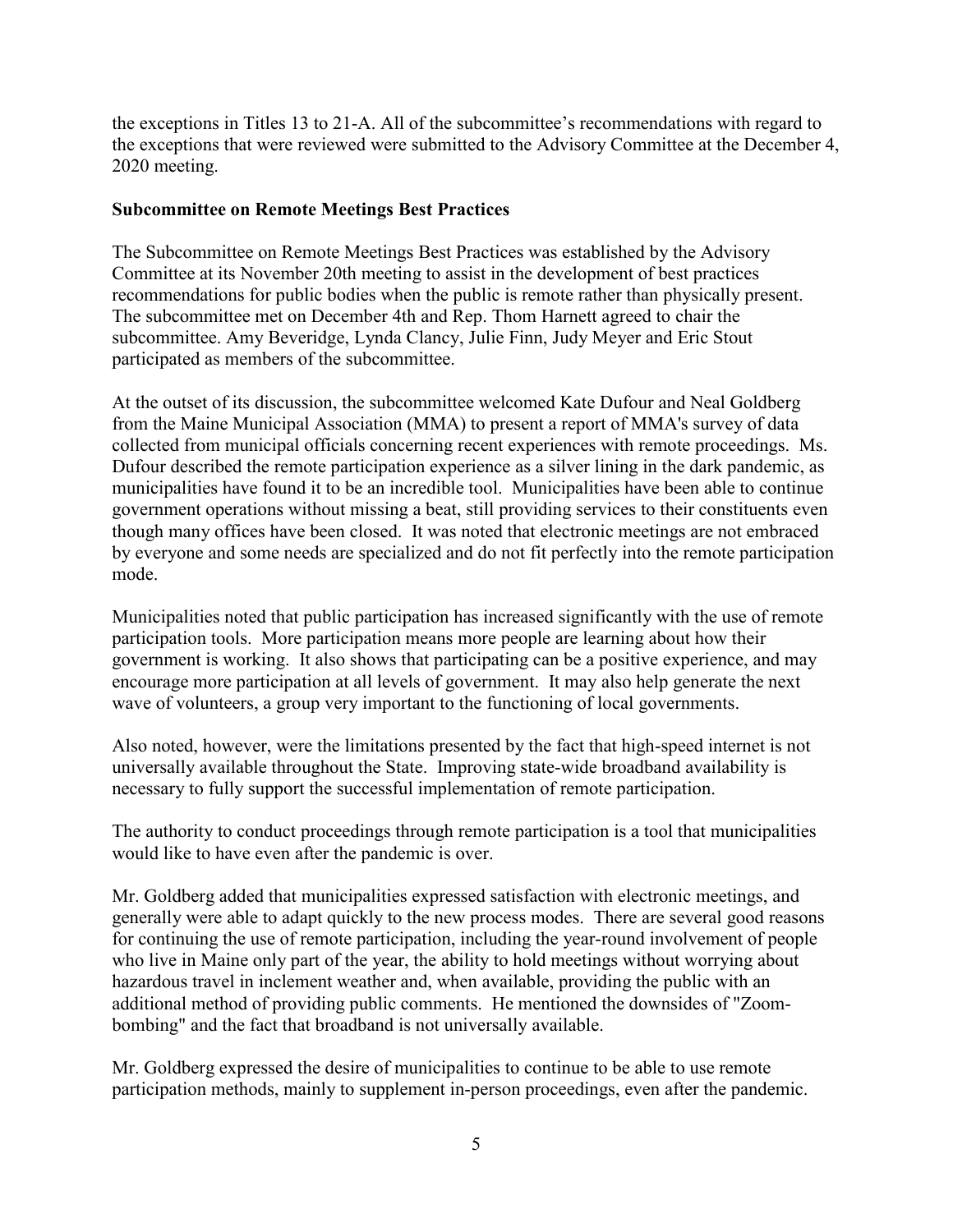the exceptions in Titles 13 to 21-A. All of the subcommittee's recommendations with regard to the exceptions that were reviewed were submitted to the Advisory Committee at the December 4, 2020 meeting.

**Subcommittee on Remote Meetings Best Practices**

The Subcommittee on Remote Meetings Best Practices was established by the Advisory Committee at its November 20th meeting to assist in the development of best practices recommendations for public bodies when the public is remote rather than physically present. The subcommittee met on December 4th and Rep. Thom Harnett agreed to chair the subcommittee. Amy Beveridge, Lynda Clancy, Julie Finn, Judy Meyer and Eric Stout participated as members of the subcommittee.

At the outset of its discussion, the subcommittee welcomed Kate Dufour and Neal Goldberg from the Maine Municipal Association (MMA) to present a report of MMA's survey of data collected from municipal officials concerning recent experiences with remote proceedings. Ms. Dufour described the remote participation experience as a silver lining in the dark pandemic, as municipalities have found it to be an incredible tool. Municipalities have been able to continue government operations without missing a beat, still providing services to their constituents even though many offices have been closed. It was noted that electronic meetings are not embraced by everyone and some needs are specialized and do not fit perfectly into the remote participation mode.

Municipalities noted that public participation has increased significantly with the use of remote participation tools. More participation means more people are learning about how their government is working. It also shows that participating can be a positive experience, and may encourage more participation at all levels of government. It may also help generate the next wave of volunteers, a group very important to the functioning of local governments.

Also noted, however, were the limitations presented by the fact that high-speed internet is not universally available throughout the State. Improving state-wide broadband availability is necessary to fully support the successful implementation of remote participation.

The authority to conduct proceedings through remote participation is a tool that municipalities would like to have even after the pandemic is over.

Mr. Goldberg added that municipalities expressed satisfaction with electronic meetings, and generally were able to adapt quickly to the new process modes. There are several good reasons for continuing the use of remote participation, including the year-round involvement of people who live in Maine only part of the year, the ability to hold meetings without worrying about hazardous travel in inclement weather and, when available, providing the public with an additional method of providing public comments. He mentioned the downsides of "Zoom-bombing" and the fact that broadband is not universally available.

Mr. Goldberg expressed the desire of municipalities to continue to be able to use remote participation methods, mainly to supplement in-person proceedings, even after the pandemic.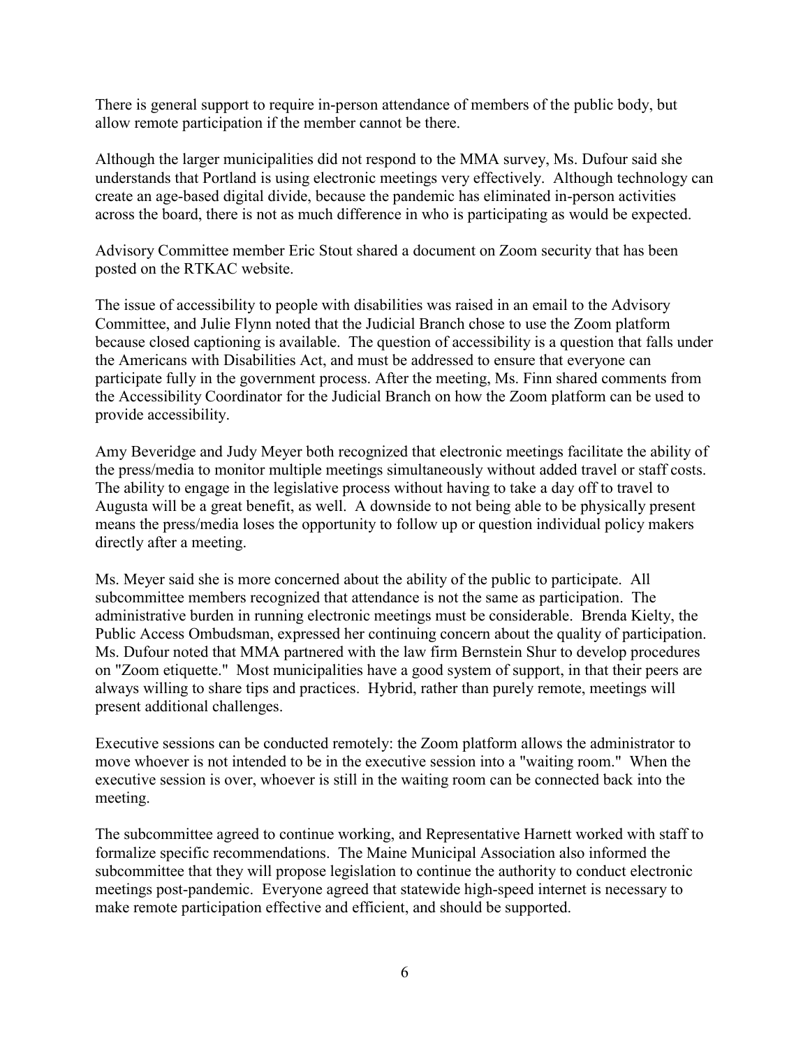There is general support to require in-person attendance of members of the public body, but allow remote participation if the member cannot be there.

Although the larger municipalities did not respond to the MMA survey, Ms. Dufour said she understands that Portland is using electronic meetings very effectively. Although technology can create an age-based digital divide, because the pandemic has eliminated in-person activities across the board, there is not as much difference in who is participating as would be expected.

Advisory Committee member Eric Stout shared a document on Zoom security that has been posted on the RTKAC website.

The issue of accessibility to people with disabilities was raised in an email to the Advisory Committee, and Julie Flynn noted that the Judicial Branch chose to use the Zoom platform because closed captioning is available. The question of accessibility is a question that falls under the Americans with Disabilities Act, and must be addressed to ensure that everyone can participate fully in the government process. After the meeting, Ms. Finn shared comments from the Accessibility Coordinator for the Judicial Branch on how the Zoom platform can be used to provide accessibility.

Amy Beveridge and Judy Meyer both recognized that electronic meetings facilitate the ability of the press/media to monitor multiple meetings simultaneously without added travel or staff costs. The ability to engage in the legislative process without having to take a day off to travel to Augusta will be a great benefit, as well. A downside to not being able to be physically present means the press/media loses the opportunity to follow up or question individual policy makers directly after a meeting.

Ms. Meyer said she is more concerned about the ability of the public to participate. All subcommittee members recognized that attendance is not the same as participation. The administrative burden in running electronic meetings must be considerable. Brenda Kielty, the Public Access Ombudsman, expressed her continuing concern about the quality of participation. Ms. Dufour noted that MMA partnered with the law firm Bernstein Shur to develop procedures on "Zoom etiquette." Most municipalities have a good system of support, in that their peers are always willing to share tips and practices. Hybrid, rather than purely remote, meetings will present additional challenges.

Executive sessions can be conducted remotely: the Zoom platform allows the administrator to move whoever is not intended to be in the executive session into a "waiting room." When the executive session is over, whoever is still in the waiting room can be connected back into the meeting.

The subcommittee agreed to continue working, and Representative Harnett worked with staff to formalize specific recommendations. The Maine Municipal Association also informed the subcommittee that they will propose legislation to continue the authority to conduct electronic meetings post-pandemic. Everyone agreed that statewide high-speed internet is necessary to make remote participation effective and efficient, and should be supported.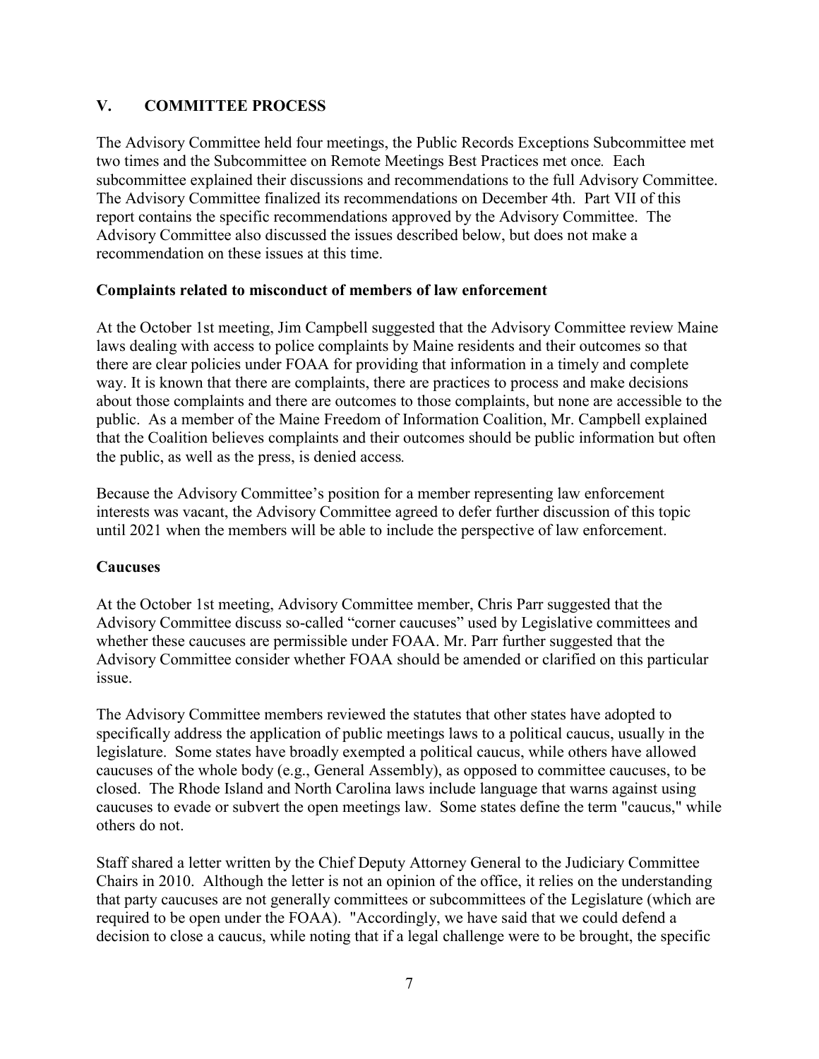## V. COMMITTEE PROCESS

The Advisory Committee held four meetings, the Public Records Exceptions Subcommittee met two times and the Subcommittee on Remote Meetings Best Practices met once. Each subcommittee explained their discussions and recommendations to the full Advisory Committee. The Advisory Committee finalized its recommendations on December 4th. Part VII of this report contains the specific recommendations approved by the Advisory Committee. The Advisory Committee also discussed the issues described below, but does not make a recommendation on these issues at this time.

### Complaints related to misconduct of members of law enforcement

At the October 1st meeting, Jim Campbell suggested that the Advisory Committee review Maine laws dealing with access to police complaints by Maine residents and their outcomes so that there are clear policies under FOAA for providing that information in a timely and complete way. It is known that there are complaints, there are practices to process and make decisions about those complaints and there are outcomes to those complaints, but none are accessible to the public. As a member of the Maine Freedom of Information Coalition, Mr. Campbell explained that the Coalition believes complaints and their outcomes should be public information but often the public, as well as the press, is denied access.

Because the Advisory Committee's position for a member representing law enforcement interests was vacant, the Advisory Committee agreed to defer further discussion of this topic until 2021 when the members will be able to include the perspective of law enforcement.

### Caucuses

At the October 1st meeting, Advisory Committee member, Chris Parr suggested that the Advisory Committee discuss so-called "corner caucuses" used by Legislative committees and whether these caucuses are permissible under FOAA. Mr. Parr further suggested that the Advisory Committee consider whether FOAA should be amended or clarified on this particular issue.

The Advisory Committee members reviewed the statutes that other states have adopted to specifically address the application of public meetings laws to a political caucus, usually in the legislature. Some states have broadly exempted a political caucus, while others have allowed caucuses of the whole body (e.g., General Assembly), as opposed to committee caucuses, to be closed. The Rhode Island and North Carolina laws include language that warns against using caucuses to evade or subvert the open meetings law. Some states define the term "caucus," while others do not.

Staff shared a letter written by the Chief Deputy Attorney General to the Judiciary Committee Chairs in 2010. Although the letter is not an opinion of the office, it relies on the understanding that party caucuses are not generally committees or subcommittees of the Legislature (which are required to be open under the FOAA). "Accordingly, we have said that we could defend a decision to close a caucus, while noting that if a legal challenge were to be brought, the specific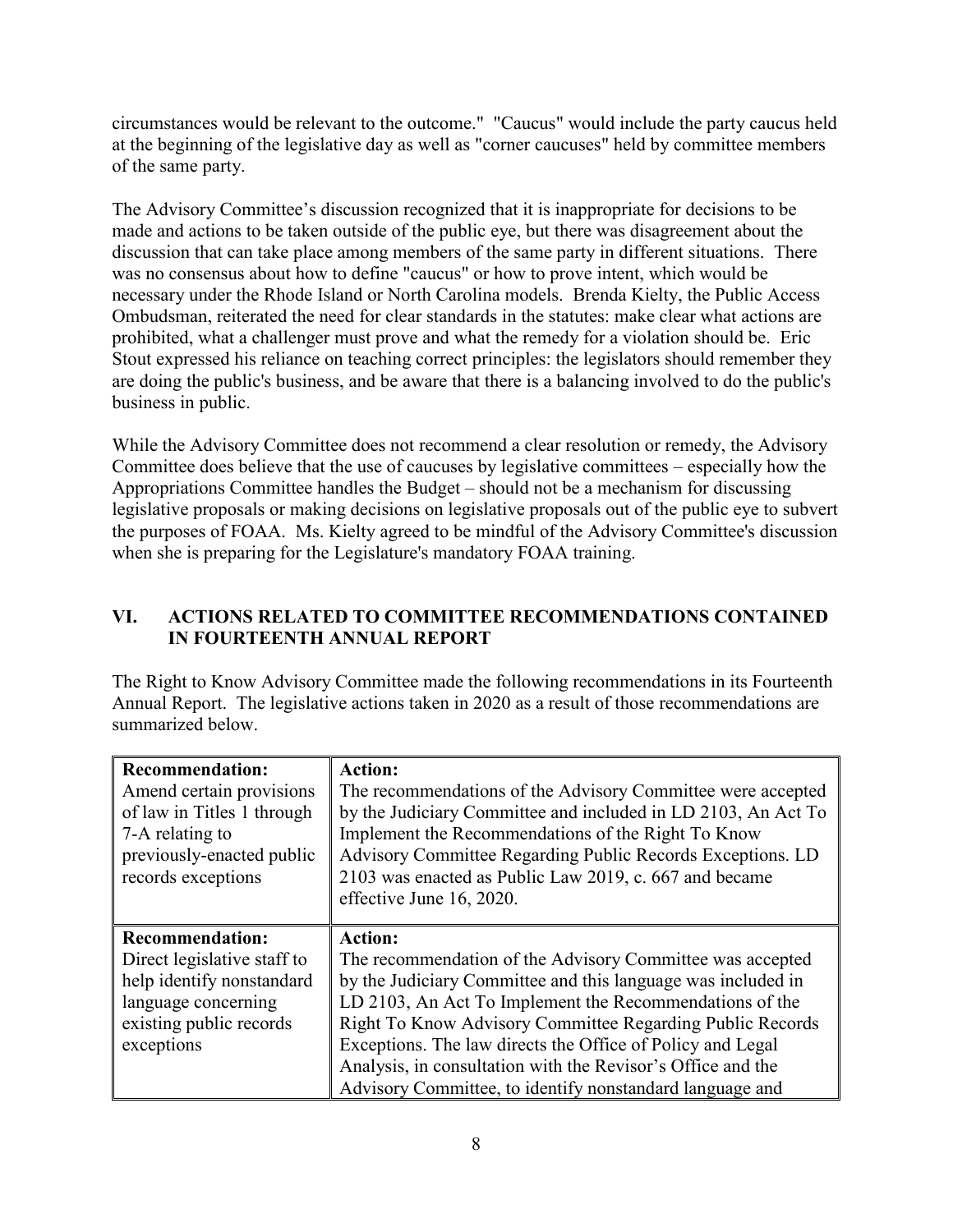circumstances would be relevant to the outcome." "Caucus" would include the party caucus held at the beginning of the legislative day as well as "corner caucuses" held by committee members of the same party.

The Advisory Committee's discussion recognized that it is inappropriate for decisions to be made and actions to be taken outside of the public eye, but there was disagreement about the discussion that can take place among members of the same party in different situations. There was no consensus about how to define "caucus" or how to prove intent, which would be necessary under the Rhode Island or North Carolina models. Brenda Kielty, the Public Access Ombudsman, reiterated the need for clear standards in the statutes: make clear what actions are prohibited, what a challenger must prove and what the remedy for a violation should be. Eric Stout expressed his reliance on teaching correct principles: the legislators should remember they are doing the public's business, and be aware that there is a balancing involved to do the public's business in public.

While the Advisory Committee does not recommend a clear resolution or remedy, the Advisory Committee does believe that the use of caucuses by legislative committees – especially how the Appropriations Committee handles the Budget – should not be a mechanism for discussing legislative proposals or making decisions on legislative proposals out of the public eye to subvert the purposes of FOAA. Ms. Kielty agreed to be mindful of the Advisory Committee's discussion when she is preparing for the Legislature's mandatory FOAA training.

## VI. ACTIONS RELATED TO COMMITTEE RECOMMENDATIONS CONTAINED IN FOURTEENTH ANNUAL REPORT

The Right to Know Advisory Committee made the following recommendations in its Fourteenth Annual Report. The legislative actions taken in 2020 as a result of those recommendations are summarized below.

| Recommendation: | Action: |
|---|---|
| Amend certain provisions of law in Titles 1 through 7-A relating to previously-enacted public records exceptions | The recommendations of the Advisory Committee were accepted by the Judiciary Committee and included in LD 2103, An Act To Implement the Recommendations of the Right To Know Advisory Committee Regarding Public Records Exceptions. LD 2103 was enacted as Public Law 2019, c. 667 and became effective June 16, 2020. |
| Direct legislative staff to help identify nonstandard language concerning existing public records exceptions | The recommendation of the Advisory Committee was accepted by the Judiciary Committee and this language was included in LD 2103, An Act To Implement the Recommendations of the Right To Know Advisory Committee Regarding Public Records Exceptions. The law directs the Office of Policy and Legal Analysis, in consultation with the Revisor's Office and the Advisory Committee, to identify nonstandard language and |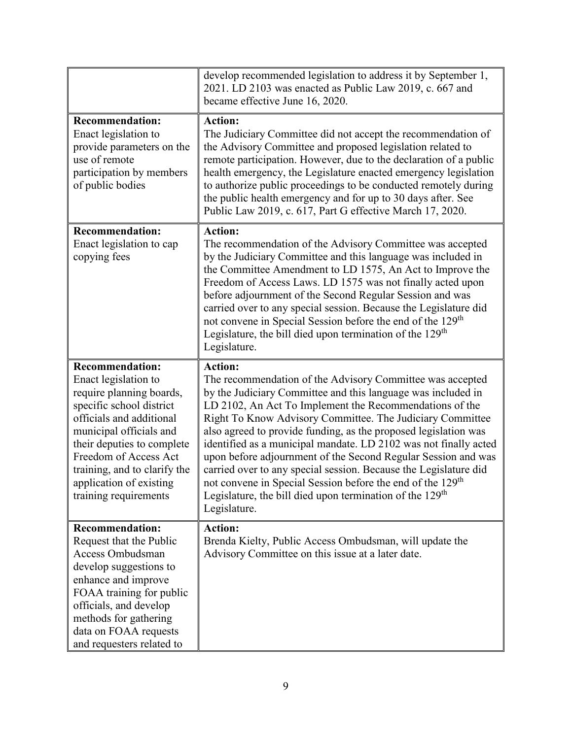| | |
|---|---|
| | develop recommended legislation to address it by September 1, 2021. LD 2103 was enacted as Public Law 2019, c. 667 and became effective June 16, 2020. |
| **Recommendation:** Enact legislation to provide parameters on the use of remote participation by members of public bodies | **Action:** The Judiciary Committee did not accept the recommendation of the Advisory Committee and proposed legislation related to remote participation. However, due to the declaration of a public health emergency, the Legislature enacted emergency legislation to authorize public proceedings to be conducted remotely during the public health emergency and for up to 30 days after. See Public Law 2019, c. 617, Part G effective March 17, 2020. |
| **Recommendation:** Enact legislation to cap copying fees | **Action:** The recommendation of the Advisory Committee was accepted by the Judiciary Committee and this language was included in the Committee Amendment to LD 1575, An Act to Improve the Freedom of Access Laws. LD 1575 was not finally acted upon before adjournment of the Second Regular Session and was carried over to any special session. Because the Legislature did not convene in Special Session before the end of the 129th Legislature, the bill died upon termination of the 129th Legislature. |
| **Recommendation:** Enact legislation to require planning boards, specific school district officials and additional municipal officials and their deputies to complete Freedom of Access Act training, and to clarify the application of existing training requirements | **Action:** The recommendation of the Advisory Committee was accepted by the Judiciary Committee and this language was included in LD 2102, An Act To Implement the Recommendations of the Right To Know Advisory Committee. The Judiciary Committee also agreed to provide funding, as the proposed legislation was identified as a municipal mandate. LD 2102 was not finally acted upon before adjournment of the Second Regular Session and was carried over to any special session. Because the Legislature did not convene in Special Session before the end of the 129th Legislature, the bill died upon termination of the 129th Legislature. |
| **Recommendation:** Request that the Public Access Ombudsman develop suggestions to enhance and improve FOAA training for public officials, and develop methods for gathering data on FOAA requests and requesters related to | **Action:** Brenda Kielty, Public Access Ombudsman, will update the Advisory Committee on this issue at a later date. |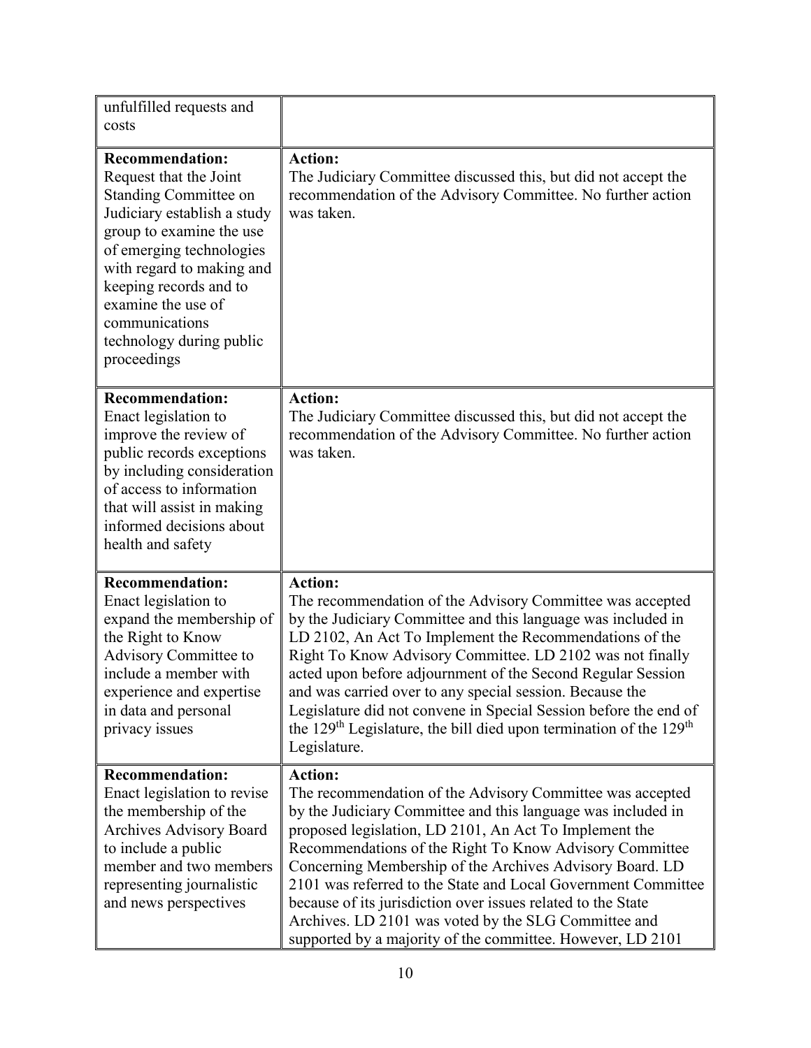| | |
|---|---|
| unfulfilled requests and costs | |
| **Recommendation:** Request that the Joint Standing Committee on Judiciary establish a study group to examine the use of emerging technologies with regard to making and keeping records and to examine the use of communications technology during public proceedings | **Action:** The Judiciary Committee discussed this, but did not accept the recommendation of the Advisory Committee. No further action was taken. |
| **Recommendation:** Enact legislation to improve the review of public records exceptions by including consideration of access to information that will assist in making informed decisions about health and safety | **Action:** The Judiciary Committee discussed this, but did not accept the recommendation of the Advisory Committee. No further action was taken. |
| **Recommendation:** Enact legislation to expand the membership of the Right to Know Advisory Committee to include a member with experience and expertise in data and personal privacy issues | **Action:** The recommendation of the Advisory Committee was accepted by the Judiciary Committee and this language was included in LD 2102, An Act To Implement the Recommendations of the Right To Know Advisory Committee. LD 2102 was not finally acted upon before adjournment of the Second Regular Session and was carried over to any special session. Because the Legislature did not convene in Special Session before the end of the 129th Legislature, the bill died upon termination of the 129th Legislature. |
| **Recommendation:** Enact legislation to revise the membership of the Archives Advisory Board to include a public member and two members representing journalistic and news perspectives | **Action:** The recommendation of the Advisory Committee was accepted by the Judiciary Committee and this language was included in proposed legislation, LD 2101, An Act To Implement the Recommendations of the Right To Know Advisory Committee Concerning Membership of the Archives Advisory Board. LD 2101 was referred to the State and Local Government Committee because of its jurisdiction over issues related to the State Archives. LD 2101 was voted by the SLG Committee and supported by a majority of the committee. However, LD 2101 |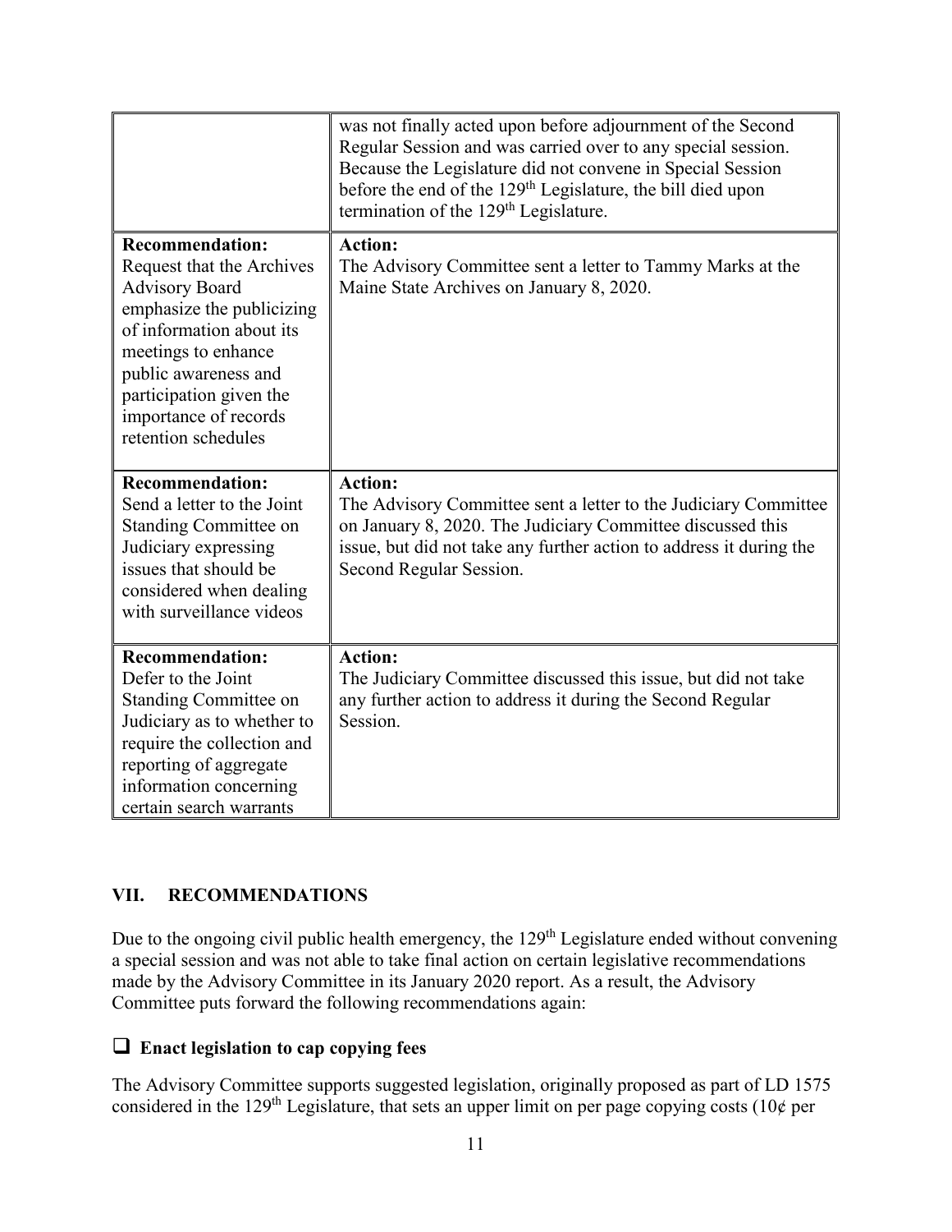| | |
|---|---|
| | was not finally acted upon before adjournment of the Second Regular Session and was carried over to any special session. Because the Legislature did not convene in Special Session before the end of the 129th Legislature, the bill died upon termination of the 129th Legislature. |
| **Recommendation:** Request that the Archives Advisory Board emphasize the publicizing of information about its meetings to enhance public awareness and participation given the importance of records retention schedules | **Action:** The Advisory Committee sent a letter to Tammy Marks at the Maine State Archives on January 8, 2020. |
| **Recommendation:** Send a letter to the Joint Standing Committee on Judiciary expressing issues that should be considered when dealing with surveillance videos | **Action:** The Advisory Committee sent a letter to the Judiciary Committee on January 8, 2020. The Judiciary Committee discussed this issue, but did not take any further action to address it during the Second Regular Session. |
| **Recommendation:** Defer to the Joint Standing Committee on Judiciary as to whether to require the collection and reporting of aggregate information concerning certain search warrants | **Action:** The Judiciary Committee discussed this issue, but did not take any further action to address it during the Second Regular Session. |

## VII. RECOMMENDATIONS

Due to the ongoing civil public health emergency, the 129th Legislature ended without convening a special session and was not able to take final action on certain legislative recommendations made by the Advisory Committee in its January 2020 report. As a result, the Advisory Committee puts forward the following recommendations again:

### ❑ Enact legislation to cap copying fees

The Advisory Committee supports suggested legislation, originally proposed as part of LD 1575 considered in the 129th Legislature, that sets an upper limit on per page copying costs (10¢ per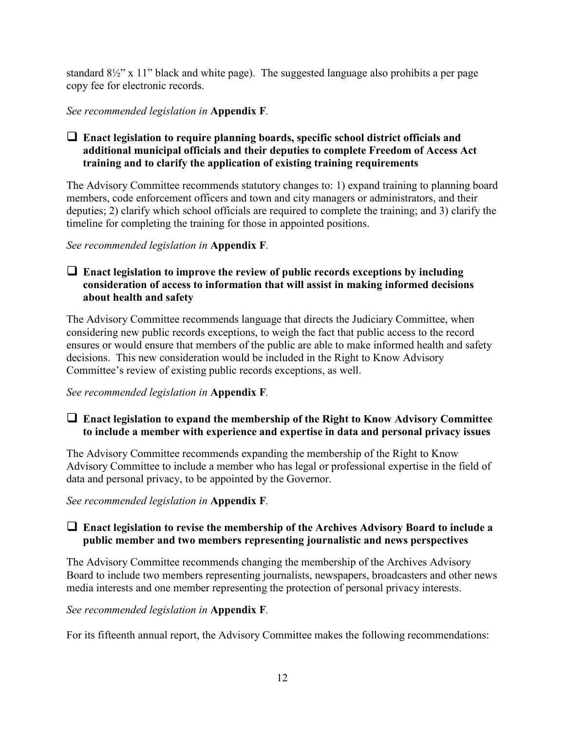standard 8½" x 11" black and white page). The suggested language also prohibits a per page copy fee for electronic records.

*See recommended legislation in* **Appendix F**.

- ❑ **Enact legislation to require planning boards, specific school district officials and additional municipal officials and their deputies to complete Freedom of Access Act training and to clarify the application of existing training requirements**

The Advisory Committee recommends statutory changes to: 1) expand training to planning board members, code enforcement officers and town and city managers or administrators, and their deputies; 2) clarify which school officials are required to complete the training; and 3) clarify the timeline for completing the training for those in appointed positions.

*See recommended legislation in* **Appendix F**.

- ❑ **Enact legislation to improve the review of public records exceptions by including consideration of access to information that will assist in making informed decisions about health and safety**

The Advisory Committee recommends language that directs the Judiciary Committee, when considering new public records exceptions, to weigh the fact that public access to the record ensures or would ensure that members of the public are able to make informed health and safety decisions. This new consideration would be included in the Right to Know Advisory Committee's review of existing public records exceptions, as well.

*See recommended legislation in* **Appendix F**.

- ❑ **Enact legislation to expand the membership of the Right to Know Advisory Committee to include a member with experience and expertise in data and personal privacy issues**

The Advisory Committee recommends expanding the membership of the Right to Know Advisory Committee to include a member who has legal or professional expertise in the field of data and personal privacy, to be appointed by the Governor.

*See recommended legislation in* **Appendix F**.

- ❑ **Enact legislation to revise the membership of the Archives Advisory Board to include a public member and two members representing journalistic and news perspectives**

The Advisory Committee recommends changing the membership of the Archives Advisory Board to include two members representing journalists, newspapers, broadcasters and other news media interests and one member representing the protection of personal privacy interests.

*See recommended legislation in* **Appendix F**.

For its fifteenth annual report, the Advisory Committee makes the following recommendations: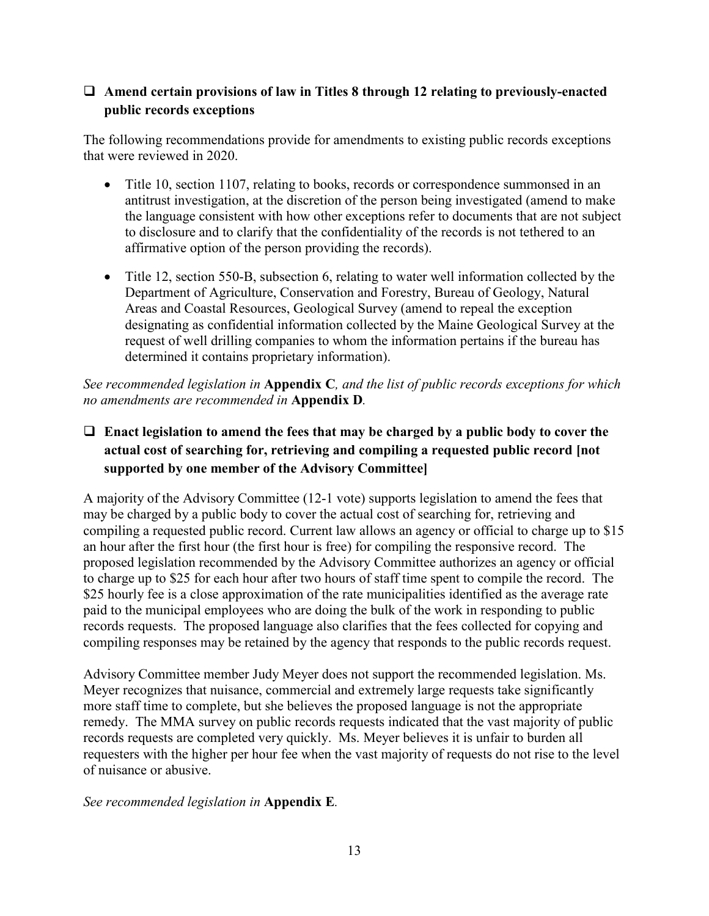- ❑ **Amend certain provisions of law in Titles 8 through 12 relating to previously-enacted public records exceptions**

The following recommendations provide for amendments to existing public records exceptions that were reviewed in 2020.

- Title 10, section 1107, relating to books, records or correspondence summonsed in an antitrust investigation, at the discretion of the person being investigated (amend to make the language consistent with how other exceptions refer to documents that are not subject to disclosure and to clarify that the confidentiality of the records is not tethered to an affirmative option of the person providing the records).
- Title 12, section 550-B, subsection 6, relating to water well information collected by the Department of Agriculture, Conservation and Forestry, Bureau of Geology, Natural Areas and Coastal Resources, Geological Survey (amend to repeal the exception designating as confidential information collected by the Maine Geological Survey at the request of well drilling companies to whom the information pertains if the bureau has determined it contains proprietary information).

*See recommended legislation in* **Appendix C***, and the list of public records exceptions for which no amendments are recommended in* **Appendix D***.*

- ❑ **Enact legislation to amend the fees that may be charged by a public body to cover the actual cost of searching for, retrieving and compiling a requested public record [not supported by one member of the Advisory Committee]**

A majority of the Advisory Committee (12-1 vote) supports legislation to amend the fees that may be charged by a public body to cover the actual cost of searching for, retrieving and compiling a requested public record. Current law allows an agency or official to charge up to $15 an hour after the first hour (the first hour is free) for compiling the responsive record. The proposed legislation recommended by the Advisory Committee authorizes an agency or official to charge up to $25 for each hour after two hours of staff time spent to compile the record. The $25 hourly fee is a close approximation of the rate municipalities identified as the average rate paid to the municipal employees who are doing the bulk of the work in responding to public records requests. The proposed language also clarifies that the fees collected for copying and compiling responses may be retained by the agency that responds to the public records request.

Advisory Committee member Judy Meyer does not support the recommended legislation. Ms. Meyer recognizes that nuisance, commercial and extremely large requests take significantly more staff time to complete, but she believes the proposed language is not the appropriate remedy. The MMA survey on public records requests indicated that the vast majority of public records requests are completed very quickly. Ms. Meyer believes it is unfair to burden all requesters with the higher per hour fee when the vast majority of requests do not rise to the level of nuisance or abusive.

*See recommended legislation in* **Appendix E***.*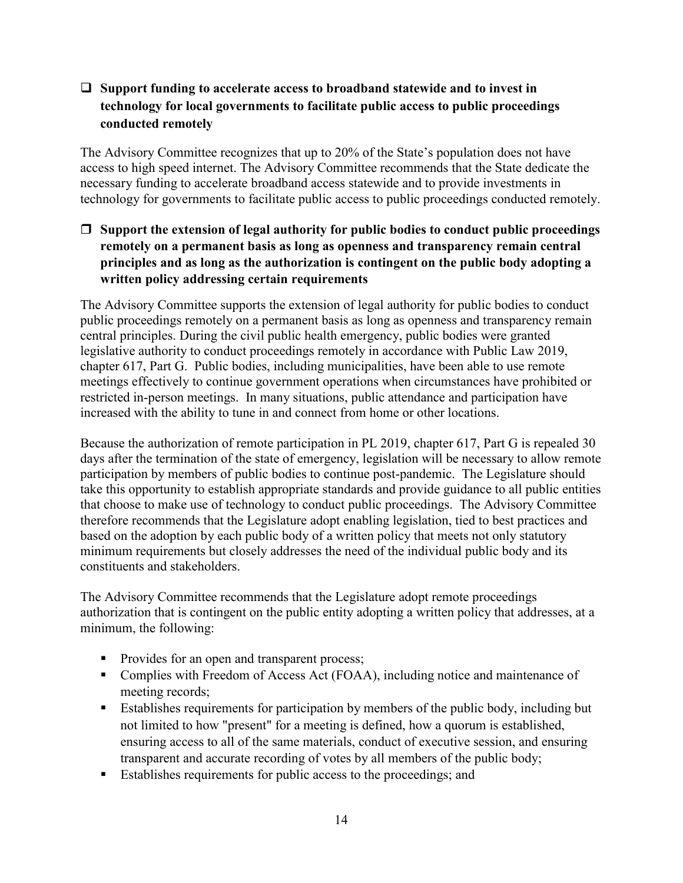- **Support funding to accelerate access to broadband statewide and to invest in technology for local governments to facilitate public access to public proceedings conducted remotely**

The Advisory Committee recognizes that up to 20% of the State's population does not have access to high speed internet. The Advisory Committee recommends that the State dedicate the necessary funding to accelerate broadband access statewide and to provide investments in technology for governments to facilitate public access to public proceedings conducted remotely.

- **Support the extension of legal authority for public bodies to conduct public proceedings remotely on a permanent basis as long as openness and transparency remain central principles and as long as the authorization is contingent on the public body adopting a written policy addressing certain requirements**

The Advisory Committee supports the extension of legal authority for public bodies to conduct public proceedings remotely on a permanent basis as long as openness and transparency remain central principles. During the civil public health emergency, public bodies were granted legislative authority to conduct proceedings remotely in accordance with Public Law 2019, chapter 617, Part G. Public bodies, including municipalities, have been able to use remote meetings effectively to continue government operations when circumstances have prohibited or restricted in-person meetings. In many situations, public attendance and participation have increased with the ability to tune in and connect from home or other locations.

Because the authorization of remote participation in PL 2019, chapter 617, Part G is repealed 30 days after the termination of the state of emergency, legislation will be necessary to allow remote participation by members of public bodies to continue post-pandemic. The Legislature should take this opportunity to establish appropriate standards and provide guidance to all public entities that choose to make use of technology to conduct public proceedings. The Advisory Committee therefore recommends that the Legislature adopt enabling legislation, tied to best practices and based on the adoption by each public body of a written policy that meets not only statutory minimum requirements but closely addresses the need of the individual public body and its constituents and stakeholders.

The Advisory Committee recommends that the Legislature adopt remote proceedings authorization that is contingent on the public entity adopting a written policy that addresses, at a minimum, the following:

- Provides for an open and transparent process;
- Complies with Freedom of Access Act (FOAA), including notice and maintenance of meeting records;
- Establishes requirements for participation by members of the public body, including but not limited to how "present" for a meeting is defined, how a quorum is established, ensuring access to all of the same materials, conduct of executive session, and ensuring transparent and accurate recording of votes by all members of the public body;
- Establishes requirements for public access to the proceedings; and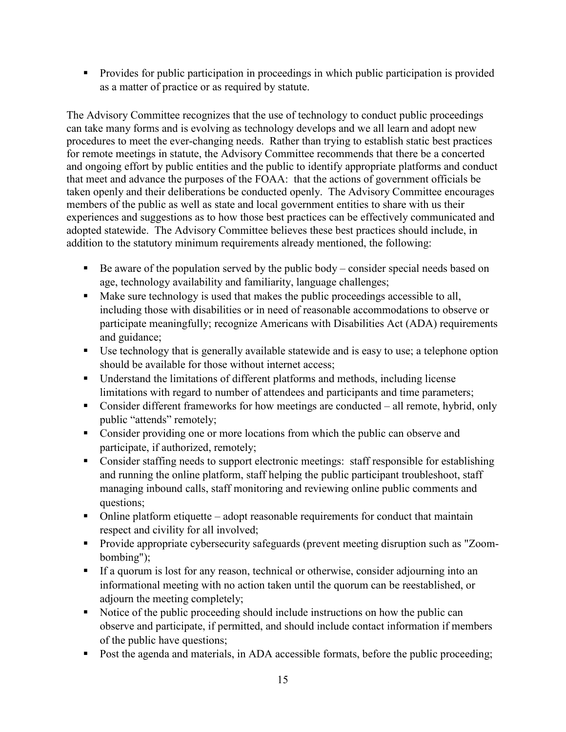- Provides for public participation in proceedings in which public participation is provided as a matter of practice or as required by statute.

The Advisory Committee recognizes that the use of technology to conduct public proceedings can take many forms and is evolving as technology develops and we all learn and adopt new procedures to meet the ever-changing needs. Rather than trying to establish static best practices for remote meetings in statute, the Advisory Committee recommends that there be a concerted and ongoing effort by public entities and the public to identify appropriate platforms and conduct that meet and advance the purposes of the FOAA: that the actions of government officials be taken openly and their deliberations be conducted openly. The Advisory Committee encourages members of the public as well as state and local government entities to share with us their experiences and suggestions as to how those best practices can be effectively communicated and adopted statewide. The Advisory Committee believes these best practices should include, in addition to the statutory minimum requirements already mentioned, the following:

- Be aware of the population served by the public body – consider special needs based on age, technology availability and familiarity, language challenges;
- Make sure technology is used that makes the public proceedings accessible to all, including those with disabilities or in need of reasonable accommodations to observe or participate meaningfully; recognize Americans with Disabilities Act (ADA) requirements and guidance;
- Use technology that is generally available statewide and is easy to use; a telephone option should be available for those without internet access;
- Understand the limitations of different platforms and methods, including license limitations with regard to number of attendees and participants and time parameters;
- Consider different frameworks for how meetings are conducted – all remote, hybrid, only public "attends" remotely;
- Consider providing one or more locations from which the public can observe and participate, if authorized, remotely;
- Consider staffing needs to support electronic meetings: staff responsible for establishing and running the online platform, staff helping the public participant troubleshoot, staff managing inbound calls, staff monitoring and reviewing online public comments and questions;
- Online platform etiquette – adopt reasonable requirements for conduct that maintain respect and civility for all involved;
- Provide appropriate cybersecurity safeguards (prevent meeting disruption such as "Zoom-bombing");
- If a quorum is lost for any reason, technical or otherwise, consider adjourning into an informational meeting with no action taken until the quorum can be reestablished, or adjourn the meeting completely;
- Notice of the public proceeding should include instructions on how the public can observe and participate, if permitted, and should include contact information if members of the public have questions;
- Post the agenda and materials, in ADA accessible formats, before the public proceeding;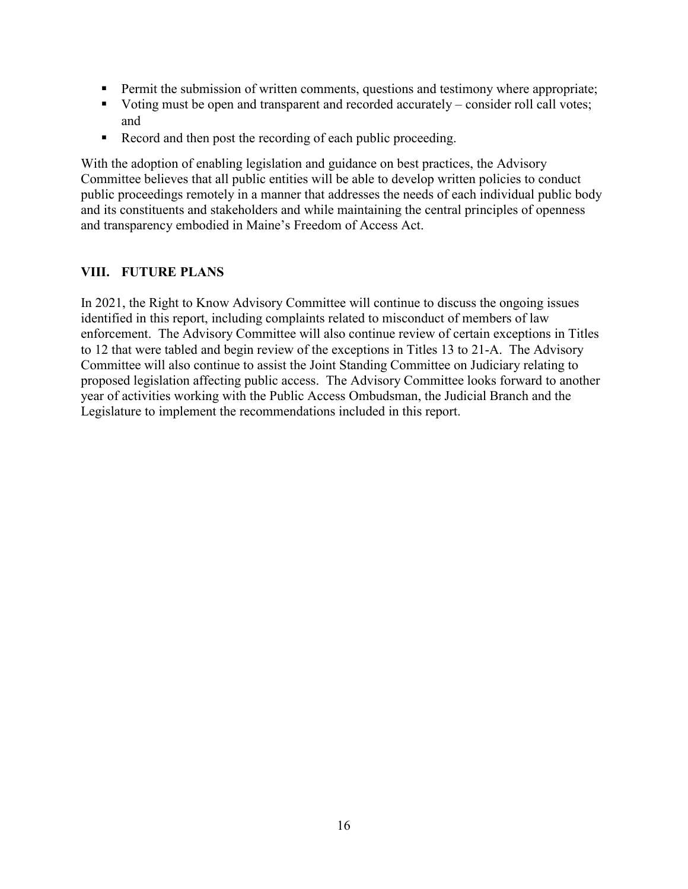- Permit the submission of written comments, questions and testimony where appropriate;
- Voting must be open and transparent and recorded accurately – consider roll call votes; and
- Record and then post the recording of each public proceeding.

With the adoption of enabling legislation and guidance on best practices, the Advisory Committee believes that all public entities will be able to develop written policies to conduct public proceedings remotely in a manner that addresses the needs of each individual public body and its constituents and stakeholders and while maintaining the central principles of openness and transparency embodied in Maine's Freedom of Access Act.

## VIII. FUTURE PLANS

In 2021, the Right to Know Advisory Committee will continue to discuss the ongoing issues identified in this report, including complaints related to misconduct of members of law enforcement. The Advisory Committee will also continue review of certain exceptions in Titles to 12 that were tabled and begin review of the exceptions in Titles 13 to 21-A. The Advisory Committee will also continue to assist the Joint Standing Committee on Judiciary relating to proposed legislation affecting public access. The Advisory Committee looks forward to another year of activities working with the Public Access Ombudsman, the Judicial Branch and the Legislature to implement the recommendations included in this report.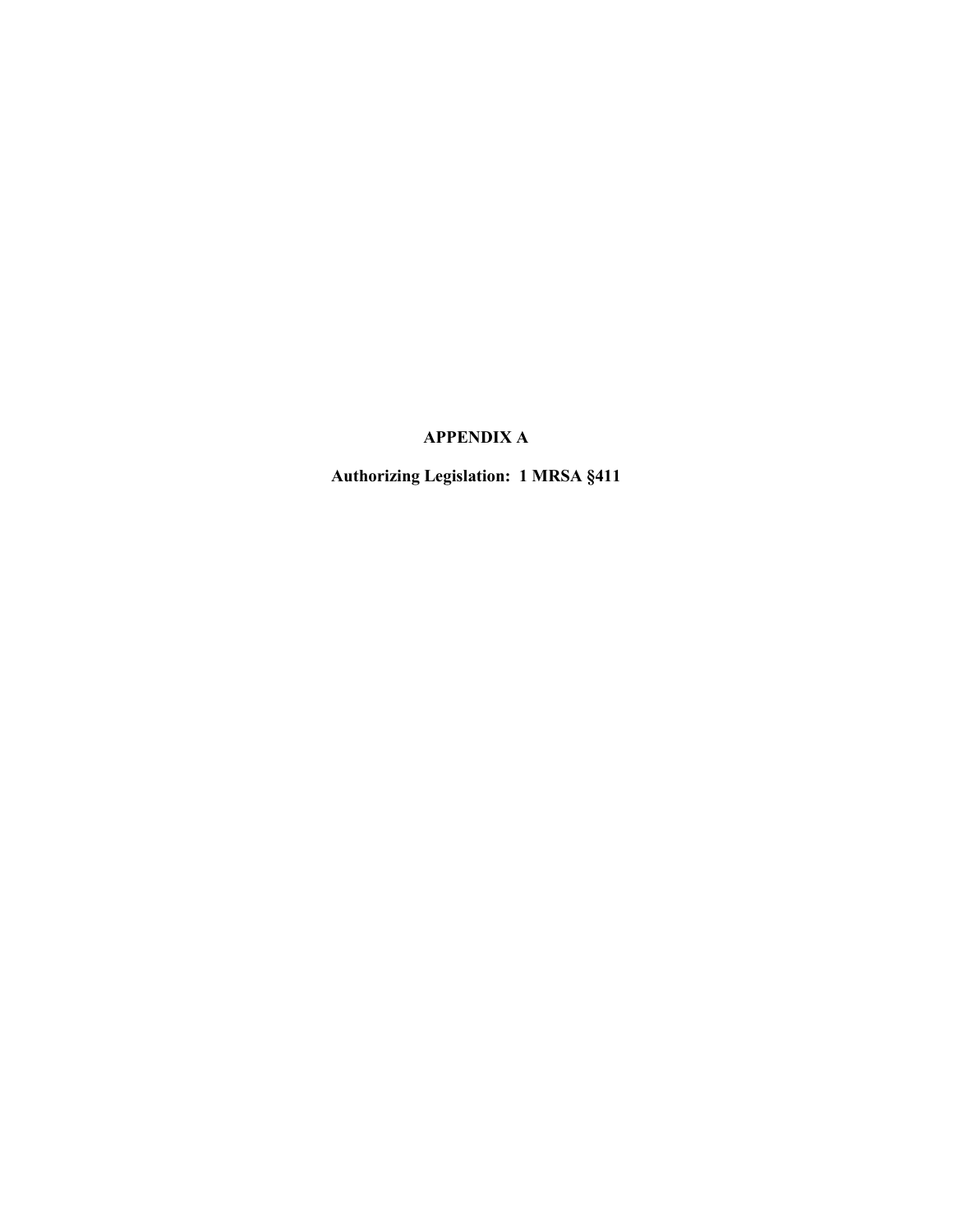# APPENDIX A

## Authorizing Legislation: 1 MRSA §411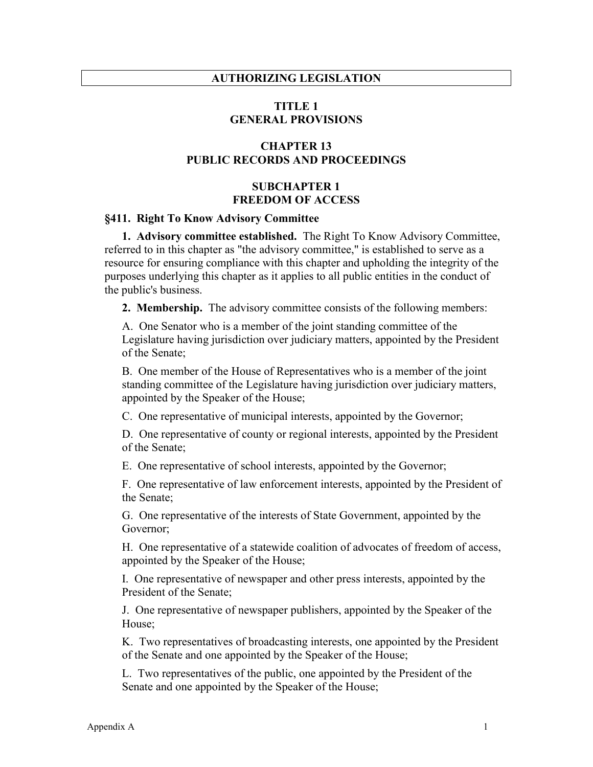# AUTHORIZING LEGISLATION

## TITLE 1
## GENERAL PROVISIONS

## CHAPTER 13
## PUBLIC RECORDS AND PROCEEDINGS

## SUBCHAPTER 1
## FREEDOM OF ACCESS

### §411. Right To Know Advisory Committee

**1. Advisory committee established.** The Right To Know Advisory Committee, referred to in this chapter as "the advisory committee," is established to serve as a resource for ensuring compliance with this chapter and upholding the integrity of the purposes underlying this chapter as it applies to all public entities in the conduct of the public's business.

**2. Membership.** The advisory committee consists of the following members:

A. One Senator who is a member of the joint standing committee of the Legislature having jurisdiction over judiciary matters, appointed by the President of the Senate;

B. One member of the House of Representatives who is a member of the joint standing committee of the Legislature having jurisdiction over judiciary matters, appointed by the Speaker of the House;

C. One representative of municipal interests, appointed by the Governor;

D. One representative of county or regional interests, appointed by the President of the Senate;

E. One representative of school interests, appointed by the Governor;

F. One representative of law enforcement interests, appointed by the President of the Senate;

G. One representative of the interests of State Government, appointed by the Governor;

H. One representative of a statewide coalition of advocates of freedom of access, appointed by the Speaker of the House;

I. One representative of newspaper and other press interests, appointed by the President of the Senate;

J. One representative of newspaper publishers, appointed by the Speaker of the House;

K. Two representatives of broadcasting interests, one appointed by the President of the Senate and one appointed by the Speaker of the House;

L. Two representatives of the public, one appointed by the President of the Senate and one appointed by the Speaker of the House;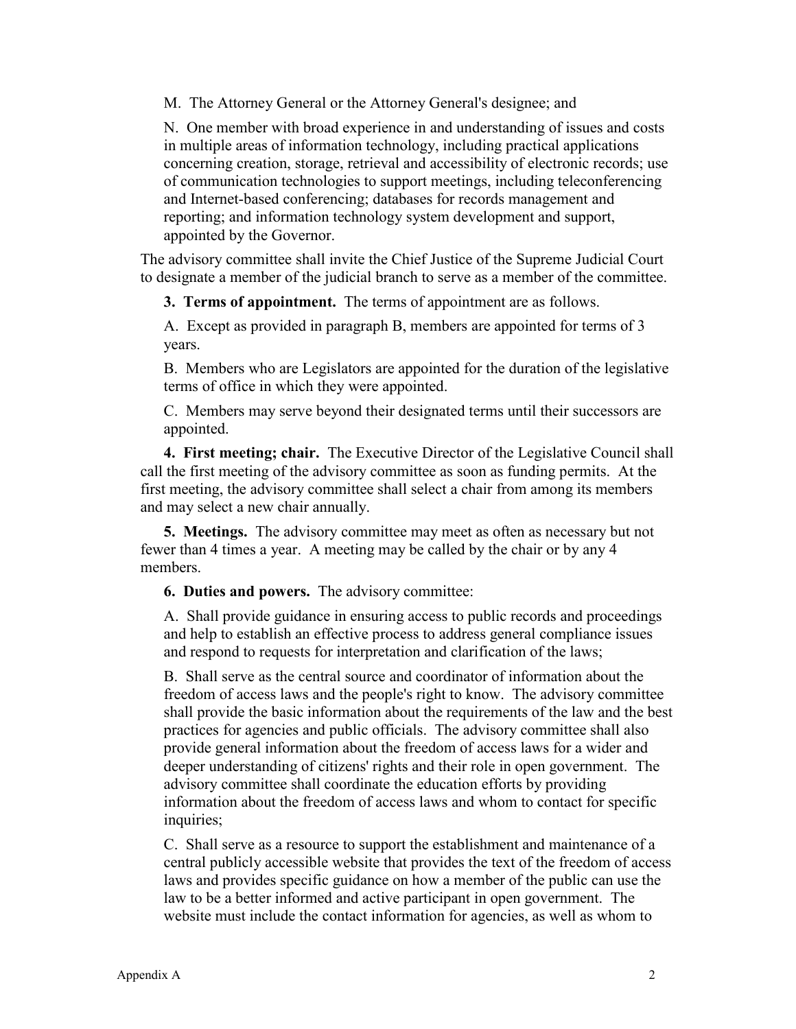M. The Attorney General or the Attorney General's designee; and

N. One member with broad experience in and understanding of issues and costs in multiple areas of information technology, including practical applications concerning creation, storage, retrieval and accessibility of electronic records; use of communication technologies to support meetings, including teleconferencing and Internet-based conferencing; databases for records management and reporting; and information technology system development and support, appointed by the Governor.

The advisory committee shall invite the Chief Justice of the Supreme Judicial Court to designate a member of the judicial branch to serve as a member of the committee.

**3. Terms of appointment.** The terms of appointment are as follows.

A. Except as provided in paragraph B, members are appointed for terms of 3 years.

B. Members who are Legislators are appointed for the duration of the legislative terms of office in which they were appointed.

C. Members may serve beyond their designated terms until their successors are appointed.

**4. First meeting; chair.** The Executive Director of the Legislative Council shall call the first meeting of the advisory committee as soon as funding permits. At the first meeting, the advisory committee shall select a chair from among its members and may select a new chair annually.

**5. Meetings.** The advisory committee may meet as often as necessary but not fewer than 4 times a year. A meeting may be called by the chair or by any 4 members.

**6. Duties and powers.** The advisory committee:

A. Shall provide guidance in ensuring access to public records and proceedings and help to establish an effective process to address general compliance issues and respond to requests for interpretation and clarification of the laws;

B. Shall serve as the central source and coordinator of information about the freedom of access laws and the people's right to know. The advisory committee shall provide the basic information about the requirements of the law and the best practices for agencies and public officials. The advisory committee shall also provide general information about the freedom of access laws for a wider and deeper understanding of citizens' rights and their role in open government. The advisory committee shall coordinate the education efforts by providing information about the freedom of access laws and whom to contact for specific inquiries;

C. Shall serve as a resource to support the establishment and maintenance of a central publicly accessible website that provides the text of the freedom of access laws and provides specific guidance on how a member of the public can use the law to be a better informed and active participant in open government. The website must include the contact information for agencies, as well as whom to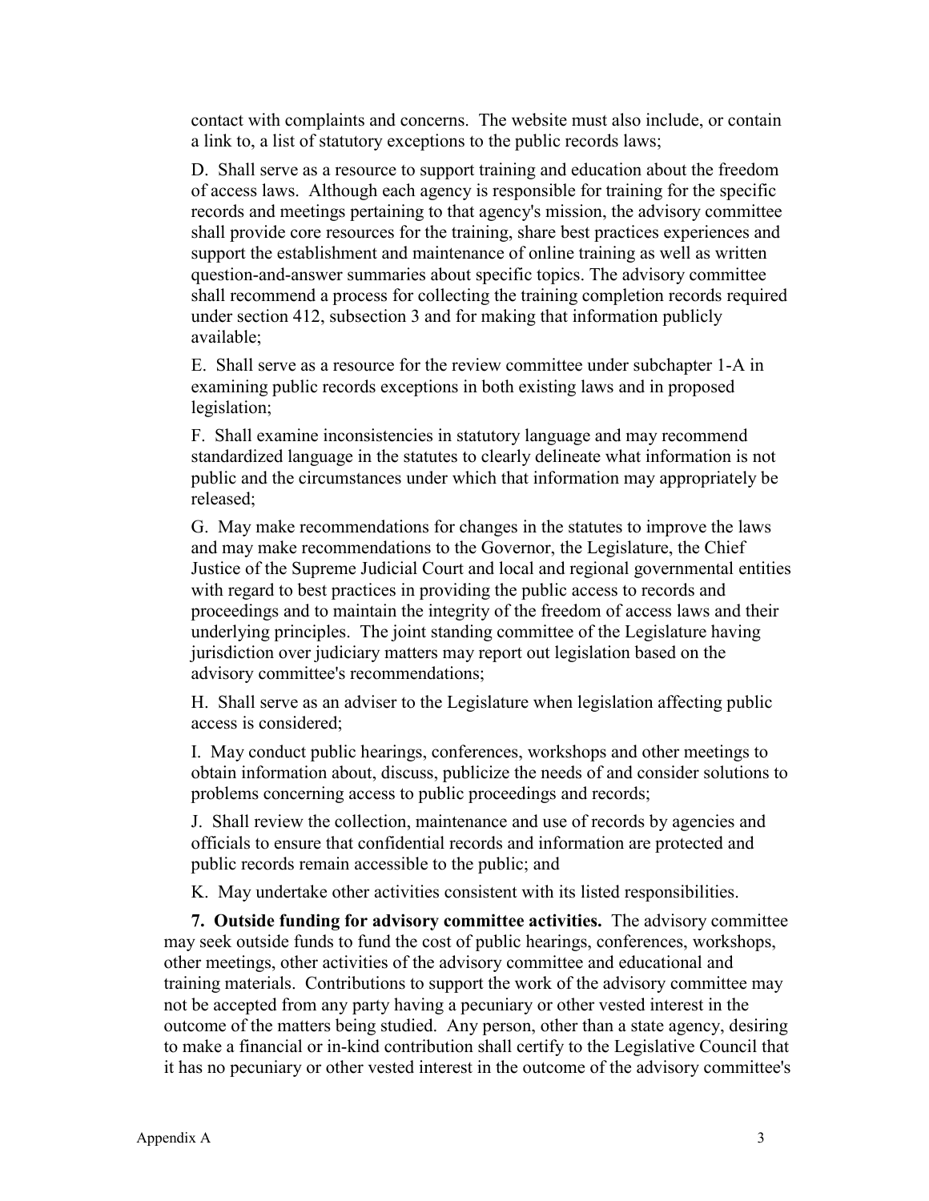contact with complaints and concerns. The website must also include, or contain a link to, a list of statutory exceptions to the public records laws;

D. Shall serve as a resource to support training and education about the freedom of access laws. Although each agency is responsible for training for the specific records and meetings pertaining to that agency's mission, the advisory committee shall provide core resources for the training, share best practices experiences and support the establishment and maintenance of online training as well as written question-and-answer summaries about specific topics. The advisory committee shall recommend a process for collecting the training completion records required under section 412, subsection 3 and for making that information publicly available;

E. Shall serve as a resource for the review committee under subchapter 1-A in examining public records exceptions in both existing laws and in proposed legislation;

F. Shall examine inconsistencies in statutory language and may recommend standardized language in the statutes to clearly delineate what information is not public and the circumstances under which that information may appropriately be released;

G. May make recommendations for changes in the statutes to improve the laws and may make recommendations to the Governor, the Legislature, the Chief Justice of the Supreme Judicial Court and local and regional governmental entities with regard to best practices in providing the public access to records and proceedings and to maintain the integrity of the freedom of access laws and their underlying principles. The joint standing committee of the Legislature having jurisdiction over judiciary matters may report out legislation based on the advisory committee's recommendations;

H. Shall serve as an adviser to the Legislature when legislation affecting public access is considered;

I. May conduct public hearings, conferences, workshops and other meetings to obtain information about, discuss, publicize the needs of and consider solutions to problems concerning access to public proceedings and records;

J. Shall review the collection, maintenance and use of records by agencies and officials to ensure that confidential records and information are protected and public records remain accessible to the public; and

K. May undertake other activities consistent with its listed responsibilities.

**7. Outside funding for advisory committee activities.** The advisory committee may seek outside funds to fund the cost of public hearings, conferences, workshops, other meetings, other activities of the advisory committee and educational and training materials. Contributions to support the work of the advisory committee may not be accepted from any party having a pecuniary or other vested interest in the outcome of the matters being studied. Any person, other than a state agency, desiring to make a financial or in-kind contribution shall certify to the Legislative Council that it has no pecuniary or other vested interest in the outcome of the advisory committee's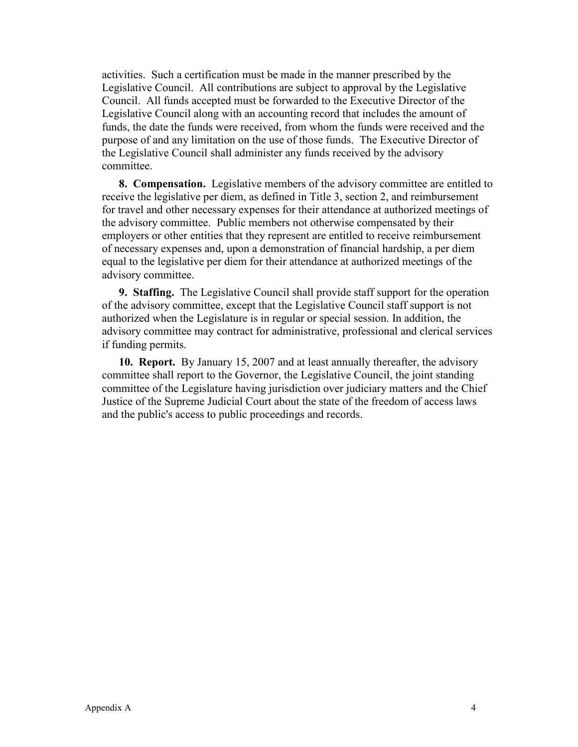activities. Such a certification must be made in the manner prescribed by the Legislative Council. All contributions are subject to approval by the Legislative Council. All funds accepted must be forwarded to the Executive Director of the Legislative Council along with an accounting record that includes the amount of funds, the date the funds were received, from whom the funds were received and the purpose of and any limitation on the use of those funds. The Executive Director of the Legislative Council shall administer any funds received by the advisory committee.

**8. Compensation.** Legislative members of the advisory committee are entitled to receive the legislative per diem, as defined in Title 3, section 2, and reimbursement for travel and other necessary expenses for their attendance at authorized meetings of the advisory committee. Public members not otherwise compensated by their employers or other entities that they represent are entitled to receive reimbursement of necessary expenses and, upon a demonstration of financial hardship, a per diem equal to the legislative per diem for their attendance at authorized meetings of the advisory committee.

**9. Staffing.** The Legislative Council shall provide staff support for the operation of the advisory committee, except that the Legislative Council staff support is not authorized when the Legislature is in regular or special session. In addition, the advisory committee may contract for administrative, professional and clerical services if funding permits.

**10. Report.** By January 15, 2007 and at least annually thereafter, the advisory committee shall report to the Governor, the Legislative Council, the joint standing committee of the Legislature having jurisdiction over judiciary matters and the Chief Justice of the Supreme Judicial Court about the state of the freedom of access laws and the public's access to public proceedings and records.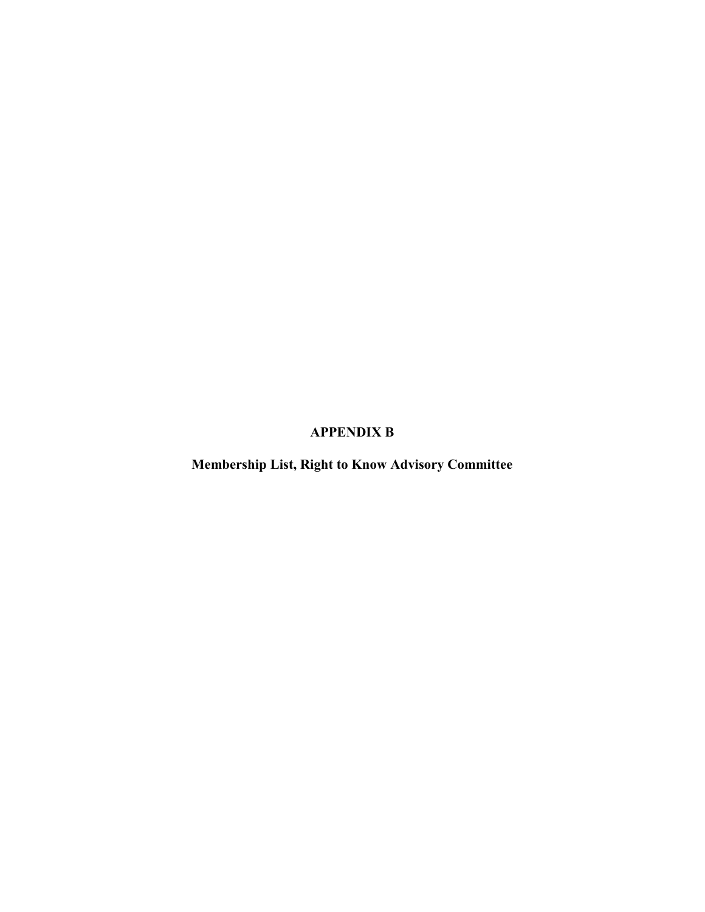# APPENDIX B

## Membership List, Right to Know Advisory Committee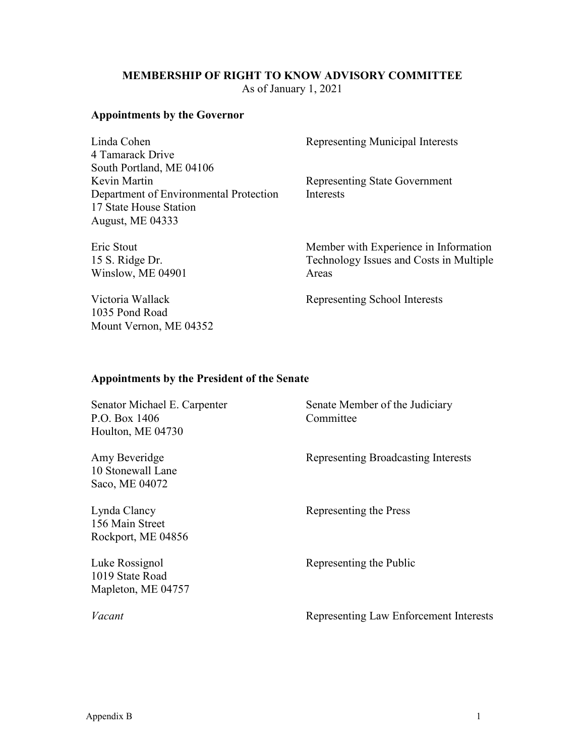# MEMBERSHIP OF RIGHT TO KNOW ADVISORY COMMITTEE

As of January 1, 2021

## Appointments by the Governor

| Member | Representation |
| --- | --- |
| Linda Cohen<br>4 Tamarack Drive<br>South Portland, ME 04106 | Representing Municipal Interests |
| Kevin Martin<br>Department of Environmental Protection<br>17 State House Station<br>August, ME 04333 | Representing State Government Interests |
| Eric Stout<br>15 S. Ridge Dr.<br>Winslow, ME 04901 | Member with Experience in Information Technology Issues and Costs in Multiple Areas |
| Victoria Wallack<br>1035 Pond Road<br>Mount Vernon, ME 04352 | Representing School Interests |

## Appointments by the President of the Senate

| Member | Representation |
| --- | --- |
| Senator Michael E. Carpenter<br>P.O. Box 1406<br>Houlton, ME 04730 | Senate Member of the Judiciary Committee |
| Amy Beveridge<br>10 Stonewall Lane<br>Saco, ME 04072 | Representing Broadcasting Interests |
| Lynda Clancy<br>156 Main Street<br>Rockport, ME 04856 | Representing the Press |
| Luke Rossignol<br>1019 State Road<br>Mapleton, ME 04757 | Representing the Public |
| *Vacant* | Representing Law Enforcement Interests |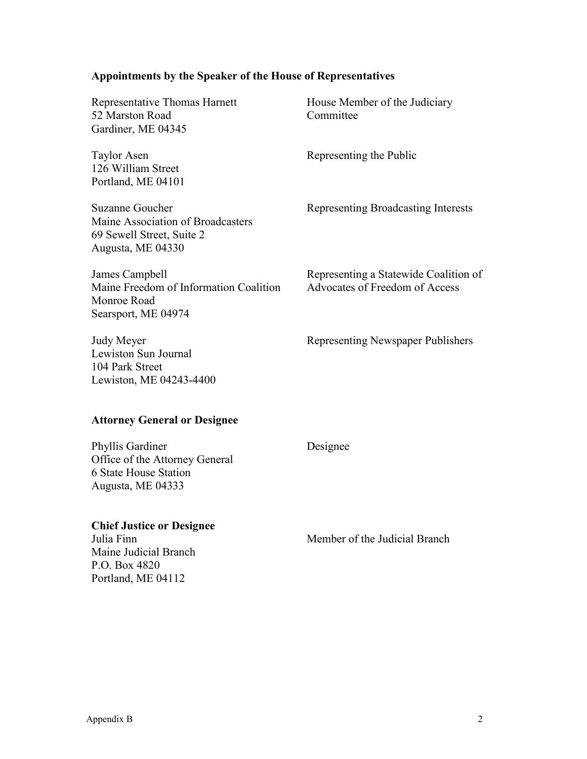**Appointments by the Speaker of the House of Representatives**

| | |
|---|---|
| Representative Thomas Harnett<br>52 Marston Road<br>Gardiner, ME 04345 | House Member of the Judiciary Committee |
| Taylor Asen<br>126 William Street<br>Portland, ME 04101 | Representing the Public |
| Suzanne Goucher<br>Maine Association of Broadcasters<br>69 Sewell Street, Suite 2<br>Augusta, ME 04330 | Representing Broadcasting Interests |
| James Campbell<br>Maine Freedom of Information Coalition<br>Monroe Road<br>Searsport, ME 04974 | Representing a Statewide Coalition of Advocates of Freedom of Access |
| Judy Meyer<br>Lewiston Sun Journal<br>104 Park Street<br>Lewiston, ME 04243-4400 | Representing Newspaper Publishers |

**Attorney General or Designee**

| | |
|---|---|
| Phyllis Gardiner<br>Office of the Attorney General<br>6 State House Station<br>Augusta, ME 04333 | Designee |

**Chief Justice or Designee**

| | |
|---|---|
| Julia Finn<br>Maine Judicial Branch<br>P.O. Box 4820<br>Portland, ME 04112 | Member of the Judicial Branch |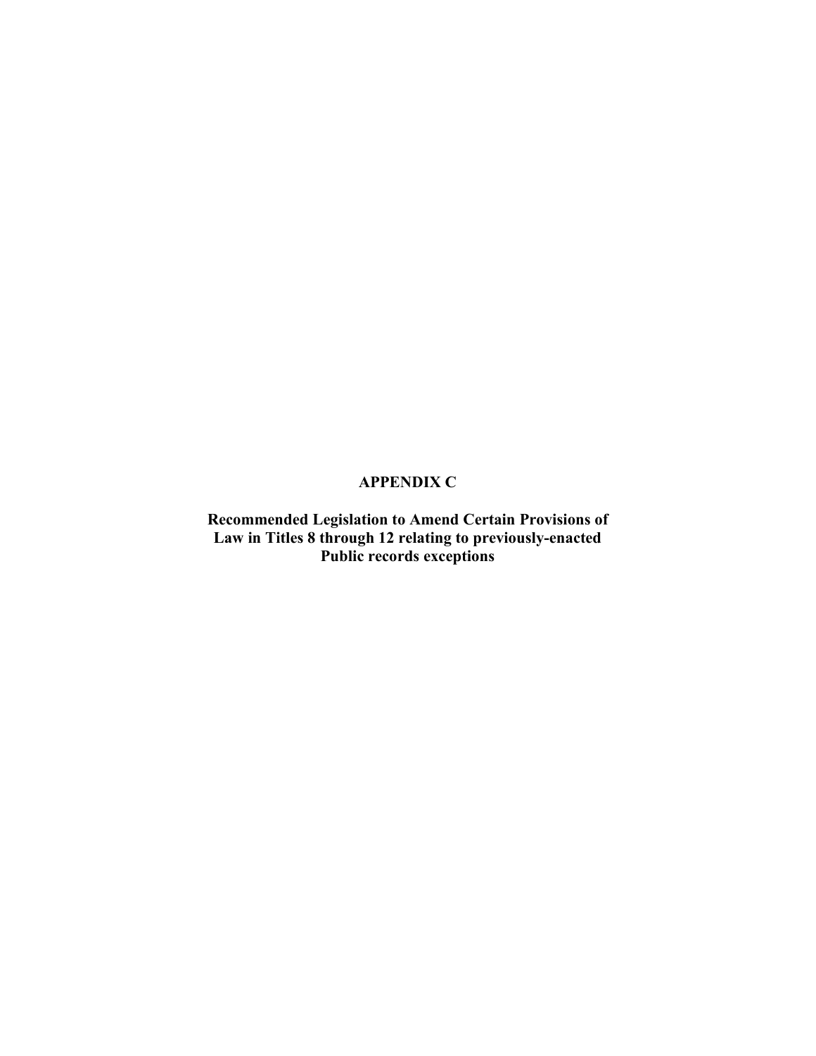# APPENDIX C

**Recommended Legislation to Amend Certain Provisions of Law in Titles 8 through 12 relating to previously-enacted Public records exceptions**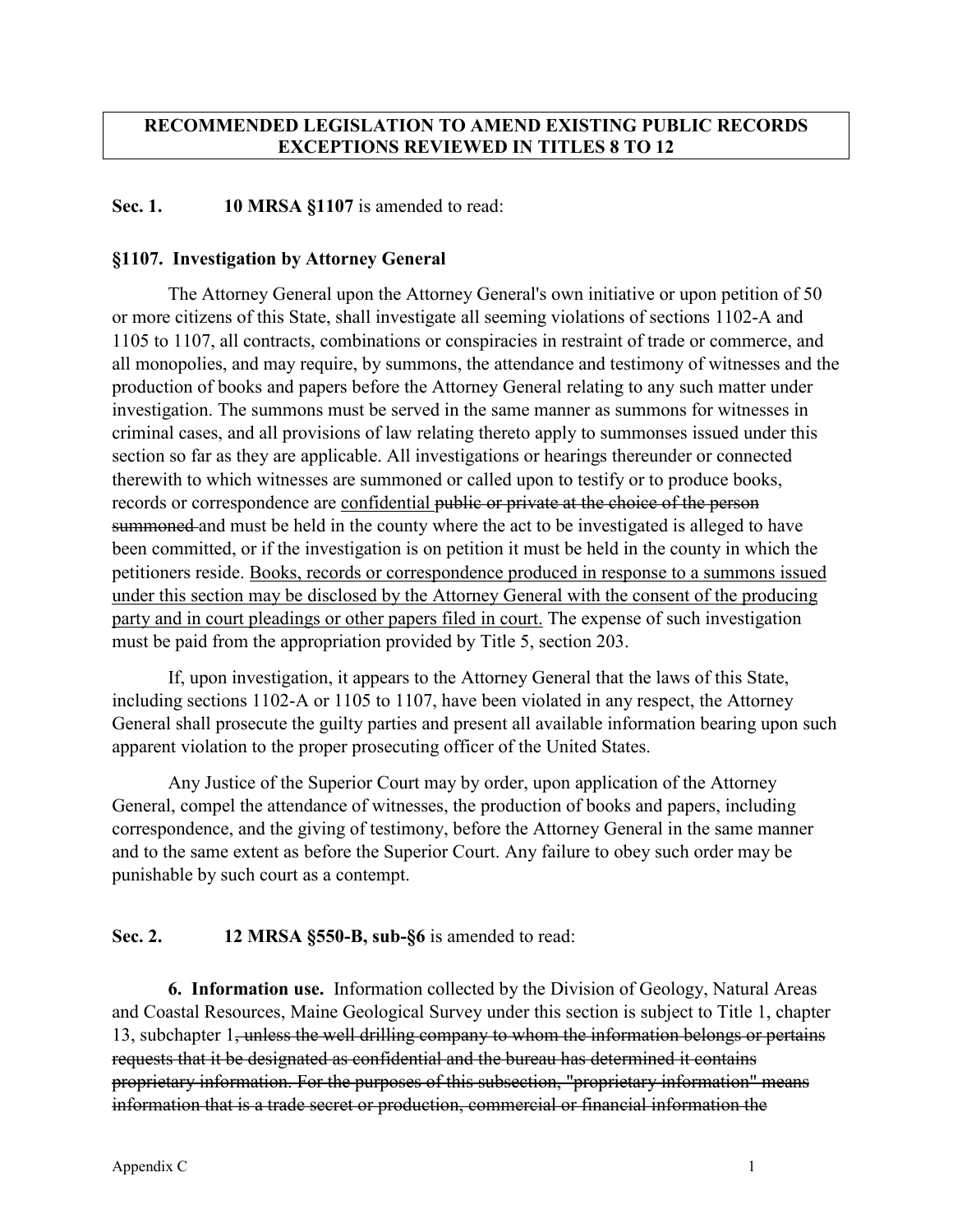**RECOMMENDED LEGISLATION TO AMEND EXISTING PUBLIC RECORDS EXCEPTIONS REVIEWED IN TITLES 8 TO 12**

**Sec. 1. 10 MRSA §1107** is amended to read:

**§1107. Investigation by Attorney General**

The Attorney General upon the Attorney General's own initiative or upon petition of 50 or more citizens of this State, shall investigate all seeming violations of sections 1102-A and 1105 to 1107, all contracts, combinations or conspiracies in restraint of trade or commerce, and all monopolies, and may require, by summons, the attendance and testimony of witnesses and the production of books and papers before the Attorney General relating to any such matter under investigation. The summons must be served in the same manner as summons for witnesses in criminal cases, and all provisions of law relating thereto apply to summonses issued under this section so far as they are applicable. All investigations or hearings thereunder or connected therewith to which witnesses are summoned or called upon to testify or to produce books, records or correspondence are <u>confidential</u> ~~public or private at the choice of the person summoned~~ and must be held in the county where the act to be investigated is alleged to have been committed, or if the investigation is on petition it must be held in the county in which the petitioners reside. <u>Books, records or correspondence produced in response to a summons issued under this section may be disclosed by the Attorney General with the consent of the producing party and in court pleadings or other papers filed in court.</u> The expense of such investigation must be paid from the appropriation provided by Title 5, section 203.

If, upon investigation, it appears to the Attorney General that the laws of this State, including sections 1102-A or 1105 to 1107, have been violated in any respect, the Attorney General shall prosecute the guilty parties and present all available information bearing upon such apparent violation to the proper prosecuting officer of the United States.

Any Justice of the Superior Court may by order, upon application of the Attorney General, compel the attendance of witnesses, the production of books and papers, including correspondence, and the giving of testimony, before the Attorney General in the same manner and to the same extent as before the Superior Court. Any failure to obey such order may be punishable by such court as a contempt.

**Sec. 2. 12 MRSA §550-B, sub-§6** is amended to read:

**6. Information use.** Information collected by the Division of Geology, Natural Areas and Coastal Resources, Maine Geological Survey under this section is subject to Title 1, chapter 13, subchapter 1~~, unless the well drilling company to whom the information belongs or pertains requests that it be designated as confidential and the bureau has determined it contains proprietary information. For the purposes of this subsection, "proprietary information" means information that is a trade secret or production, commercial or financial information the~~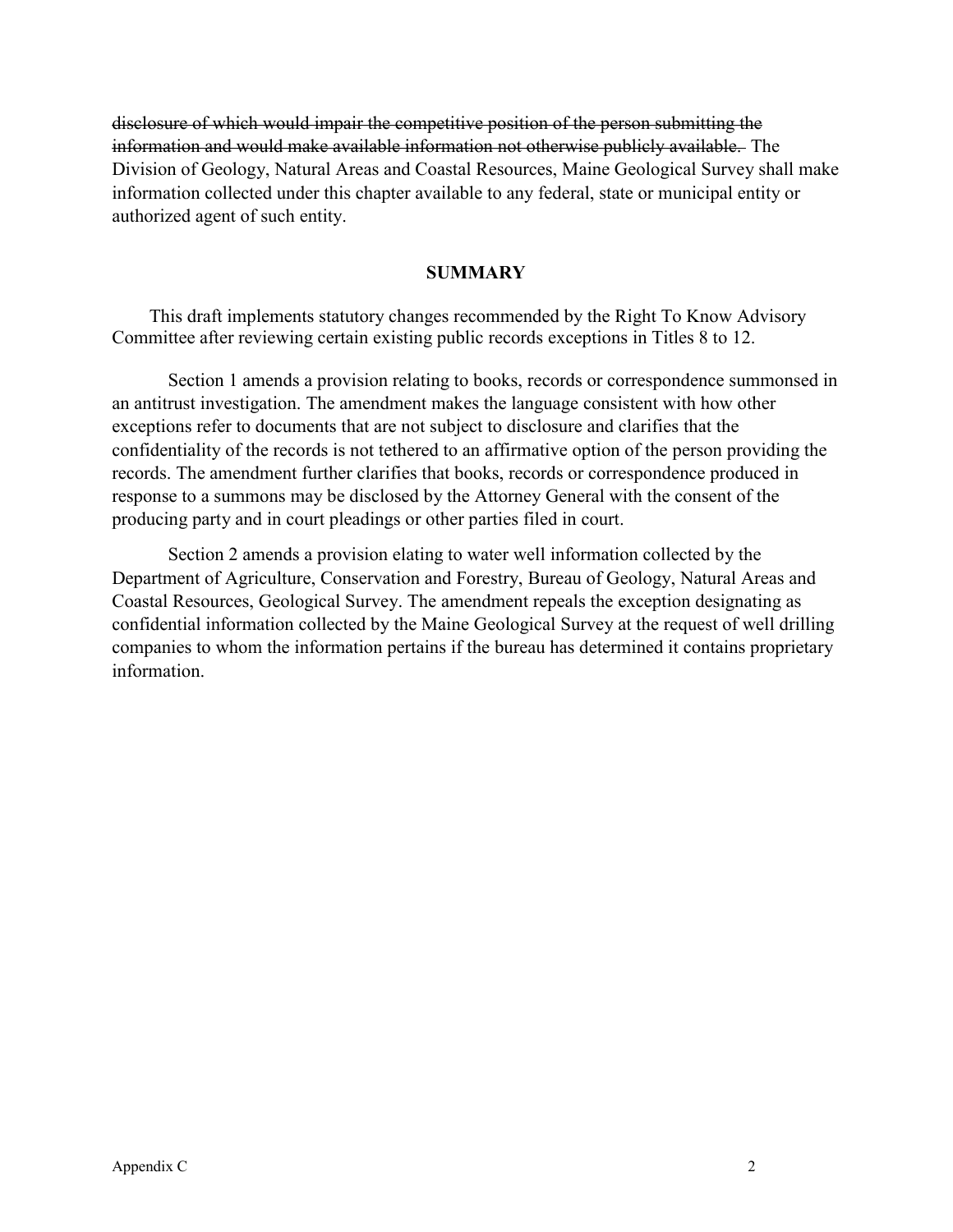~~disclosure of which would impair the competitive position of the person submitting the information and would make available information not otherwise publicly available.~~ The Division of Geology, Natural Areas and Coastal Resources, Maine Geological Survey shall make information collected under this chapter available to any federal, state or municipal entity or authorized agent of such entity.

**SUMMARY**

This draft implements statutory changes recommended by the Right To Know Advisory Committee after reviewing certain existing public records exceptions in Titles 8 to 12.

Section 1 amends a provision relating to books, records or correspondence summonsed in an antitrust investigation. The amendment makes the language consistent with how other exceptions refer to documents that are not subject to disclosure and clarifies that the confidentiality of the records is not tethered to an affirmative option of the person providing the records. The amendment further clarifies that books, records or correspondence produced in response to a summons may be disclosed by the Attorney General with the consent of the producing party and in court pleadings or other parties filed in court.

Section 2 amends a provision elating to water well information collected by the Department of Agriculture, Conservation and Forestry, Bureau of Geology, Natural Areas and Coastal Resources, Geological Survey. The amendment repeals the exception designating as confidential information collected by the Maine Geological Survey at the request of well drilling companies to whom the information pertains if the bureau has determined it contains proprietary information.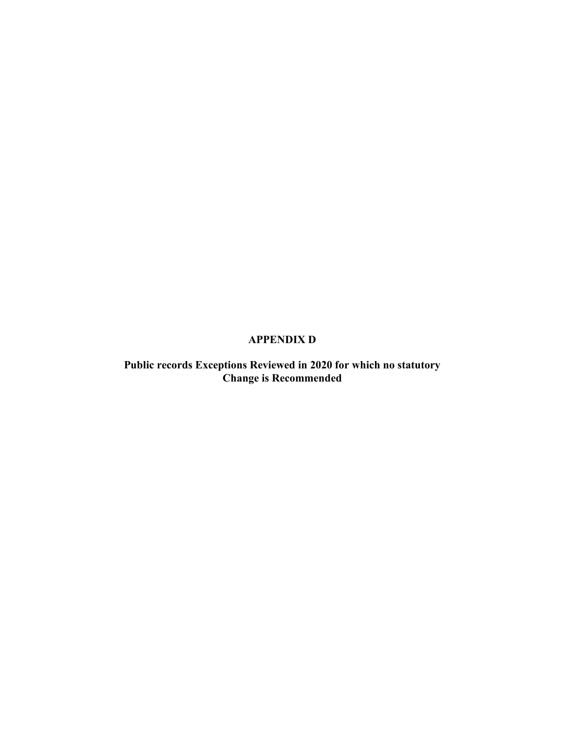# APPENDIX D

## Public records Exceptions Reviewed in 2020 for which no statutory Change is Recommended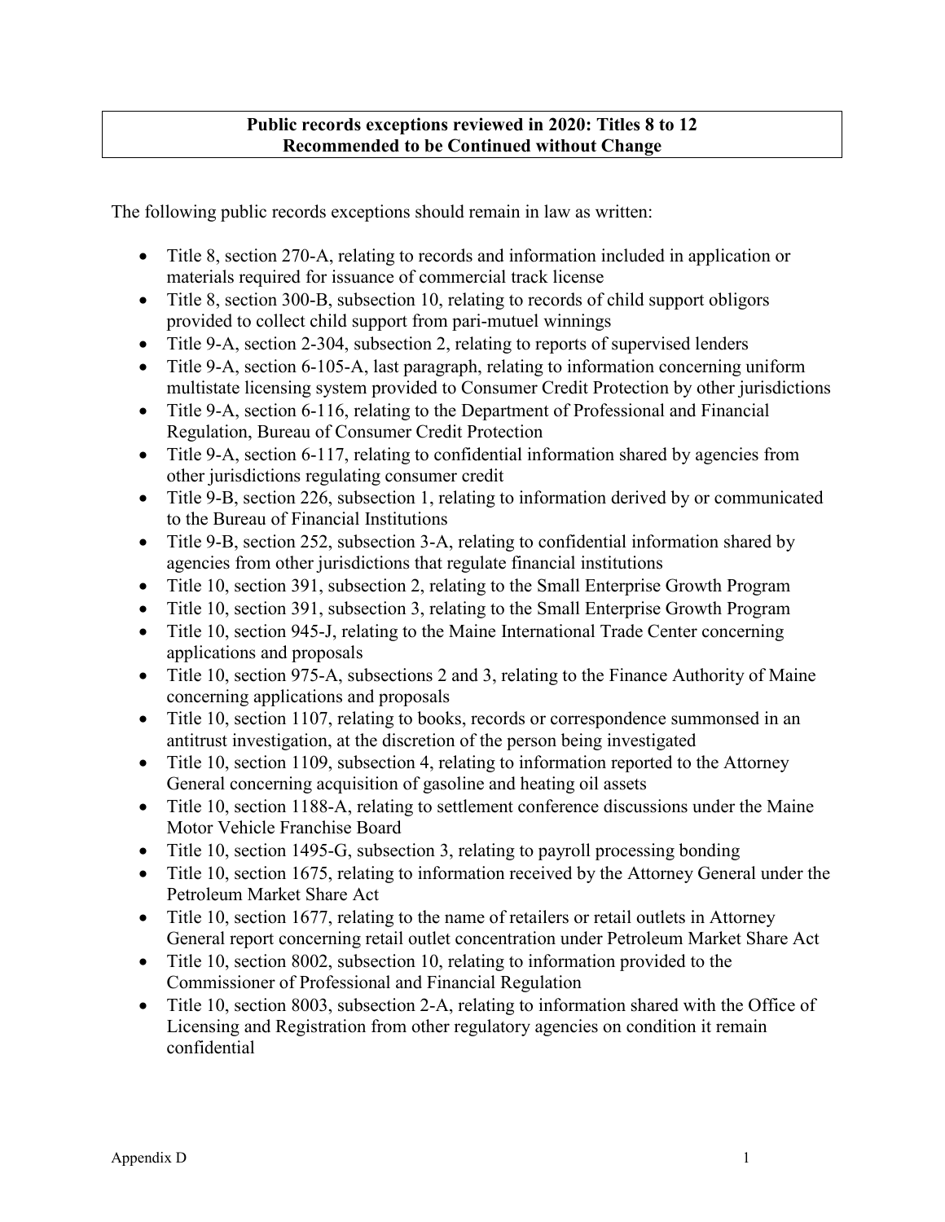**Public records exceptions reviewed in 2020: Titles 8 to 12**
**Recommended to be Continued without Change**

The following public records exceptions should remain in law as written:

- Title 8, section 270-A, relating to records and information included in application or materials required for issuance of commercial track license
- Title 8, section 300-B, subsection 10, relating to records of child support obligors provided to collect child support from pari-mutuel winnings
- Title 9-A, section 2-304, subsection 2, relating to reports of supervised lenders
- Title 9-A, section 6-105-A, last paragraph, relating to information concerning uniform multistate licensing system provided to Consumer Credit Protection by other jurisdictions
- Title 9-A, section 6-116, relating to the Department of Professional and Financial Regulation, Bureau of Consumer Credit Protection
- Title 9-A, section 6-117, relating to confidential information shared by agencies from other jurisdictions regulating consumer credit
- Title 9-B, section 226, subsection 1, relating to information derived by or communicated to the Bureau of Financial Institutions
- Title 9-B, section 252, subsection 3-A, relating to confidential information shared by agencies from other jurisdictions that regulate financial institutions
- Title 10, section 391, subsection 2, relating to the Small Enterprise Growth Program
- Title 10, section 391, subsection 3, relating to the Small Enterprise Growth Program
- Title 10, section 945-J, relating to the Maine International Trade Center concerning applications and proposals
- Title 10, section 975-A, subsections 2 and 3, relating to the Finance Authority of Maine concerning applications and proposals
- Title 10, section 1107, relating to books, records or correspondence summonsed in an antitrust investigation, at the discretion of the person being investigated
- Title 10, section 1109, subsection 4, relating to information reported to the Attorney General concerning acquisition of gasoline and heating oil assets
- Title 10, section 1188-A, relating to settlement conference discussions under the Maine Motor Vehicle Franchise Board
- Title 10, section 1495-G, subsection 3, relating to payroll processing bonding
- Title 10, section 1675, relating to information received by the Attorney General under the Petroleum Market Share Act
- Title 10, section 1677, relating to the name of retailers or retail outlets in Attorney General report concerning retail outlet concentration under Petroleum Market Share Act
- Title 10, section 8002, subsection 10, relating to information provided to the Commissioner of Professional and Financial Regulation
- Title 10, section 8003, subsection 2-A, relating to information shared with the Office of Licensing and Registration from other regulatory agencies on condition it remain confidential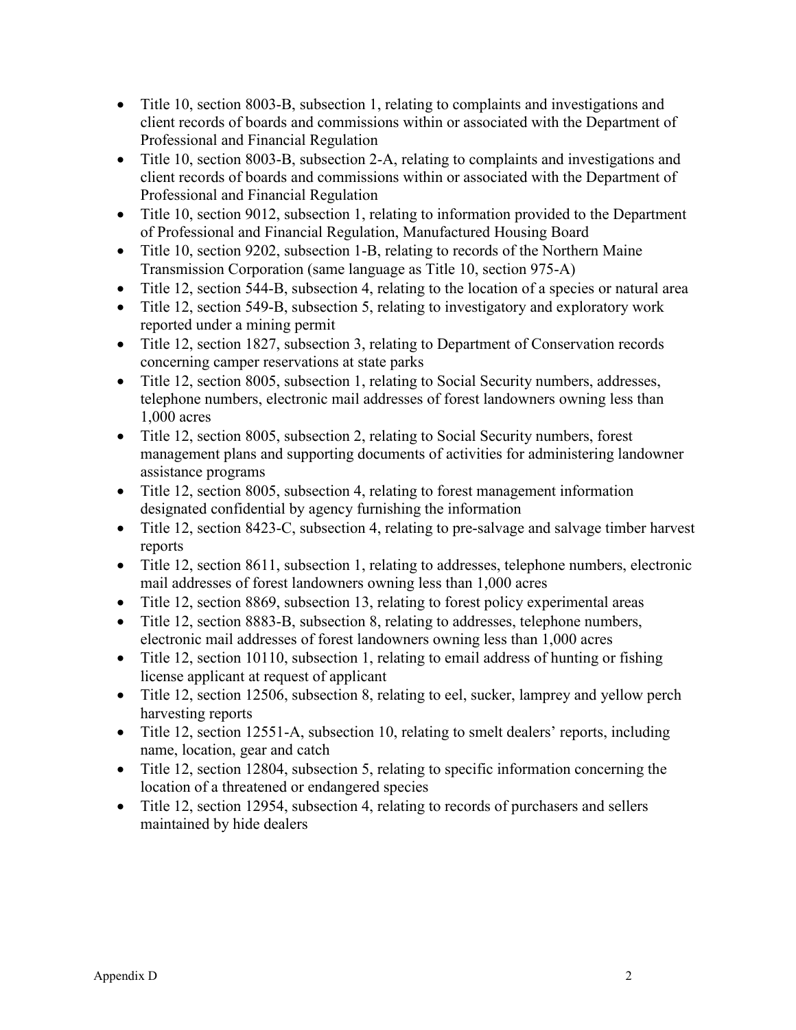- Title 10, section 8003-B, subsection 1, relating to complaints and investigations and client records of boards and commissions within or associated with the Department of Professional and Financial Regulation
- Title 10, section 8003-B, subsection 2-A, relating to complaints and investigations and client records of boards and commissions within or associated with the Department of Professional and Financial Regulation
- Title 10, section 9012, subsection 1, relating to information provided to the Department of Professional and Financial Regulation, Manufactured Housing Board
- Title 10, section 9202, subsection 1-B, relating to records of the Northern Maine Transmission Corporation (same language as Title 10, section 975-A)
- Title 12, section 544-B, subsection 4, relating to the location of a species or natural area
- Title 12, section 549-B, subsection 5, relating to investigatory and exploratory work reported under a mining permit
- Title 12, section 1827, subsection 3, relating to Department of Conservation records concerning camper reservations at state parks
- Title 12, section 8005, subsection 1, relating to Social Security numbers, addresses, telephone numbers, electronic mail addresses of forest landowners owning less than 1,000 acres
- Title 12, section 8005, subsection 2, relating to Social Security numbers, forest management plans and supporting documents of activities for administering landowner assistance programs
- Title 12, section 8005, subsection 4, relating to forest management information designated confidential by agency furnishing the information
- Title 12, section 8423-C, subsection 4, relating to pre-salvage and salvage timber harvest reports
- Title 12, section 8611, subsection 1, relating to addresses, telephone numbers, electronic mail addresses of forest landowners owning less than 1,000 acres
- Title 12, section 8869, subsection 13, relating to forest policy experimental areas
- Title 12, section 8883-B, subsection 8, relating to addresses, telephone numbers, electronic mail addresses of forest landowners owning less than 1,000 acres
- Title 12, section 10110, subsection 1, relating to email address of hunting or fishing license applicant at request of applicant
- Title 12, section 12506, subsection 8, relating to eel, sucker, lamprey and yellow perch harvesting reports
- Title 12, section 12551-A, subsection 10, relating to smelt dealers' reports, including name, location, gear and catch
- Title 12, section 12804, subsection 5, relating to specific information concerning the location of a threatened or endangered species
- Title 12, section 12954, subsection 4, relating to records of purchasers and sellers maintained by hide dealers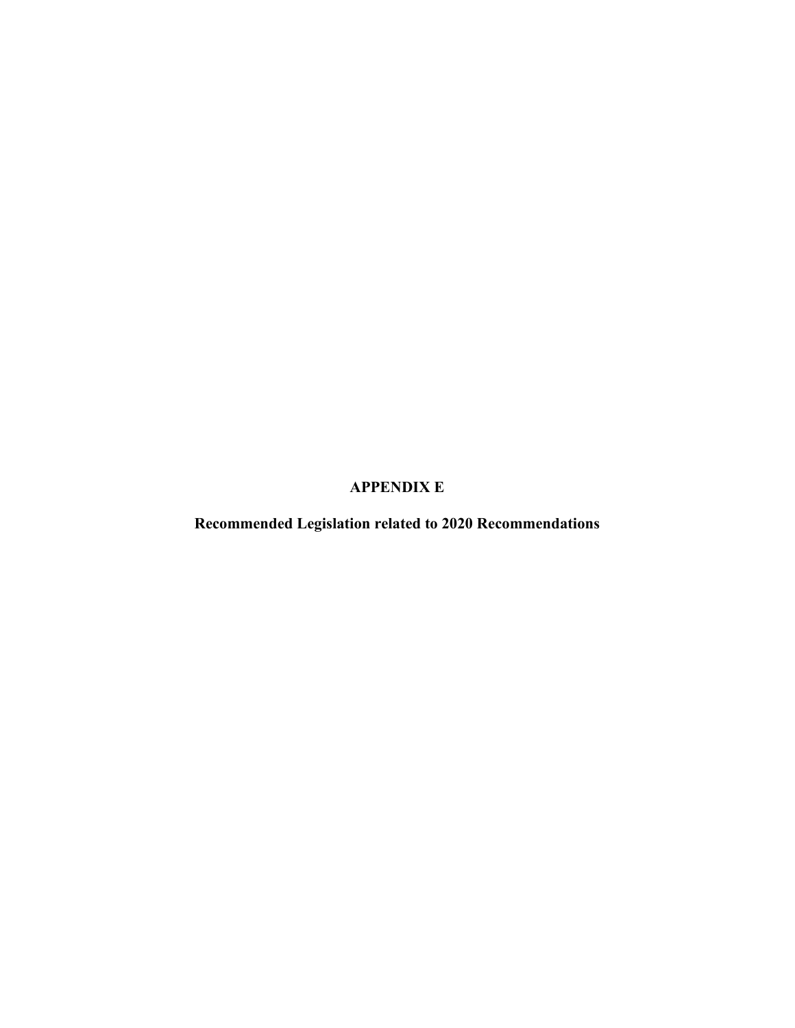# APPENDIX E

## Recommended Legislation related to 2020 Recommendations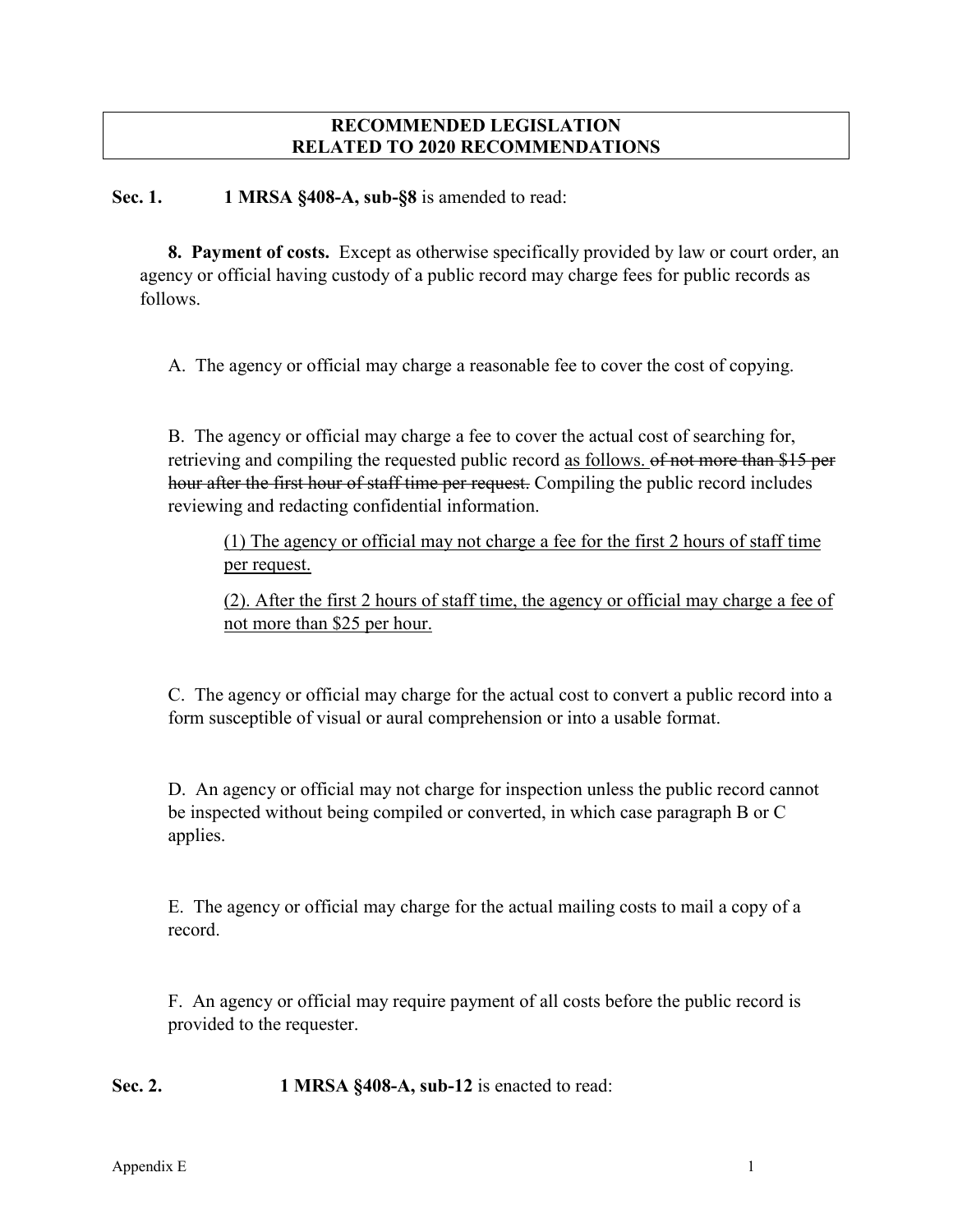## RECOMMENDED LEGISLATION
## RELATED TO 2020 RECOMMENDATIONS

**Sec. 1.** **1 MRSA §408-A, sub-§8** is amended to read:

**8. Payment of costs.** Except as otherwise specifically provided by law or court order, an agency or official having custody of a public record may charge fees for public records as follows.

A. The agency or official may charge a reasonable fee to cover the cost of copying.

B. The agency or official may charge a fee to cover the actual cost of searching for, retrieving and compiling the requested public record <u>as follows.</u> ~~of not more than $15 per hour after the first hour of staff time per request.~~ Compiling the public record includes reviewing and redacting confidential information.

> <u>(1) The agency or official may not charge a fee for the first 2 hours of staff time per request.</u>
>
> <u>(2). After the first 2 hours of staff time, the agency or official may charge a fee of not more than $25 per hour.</u>

C. The agency or official may charge for the actual cost to convert a public record into a form susceptible of visual or aural comprehension or into a usable format.

D. An agency or official may not charge for inspection unless the public record cannot be inspected without being compiled or converted, in which case paragraph B or C applies.

E. The agency or official may charge for the actual mailing costs to mail a copy of a record.

F. An agency or official may require payment of all costs before the public record is provided to the requester.

**Sec. 2.** **1 MRSA §408-A, sub-12** is enacted to read: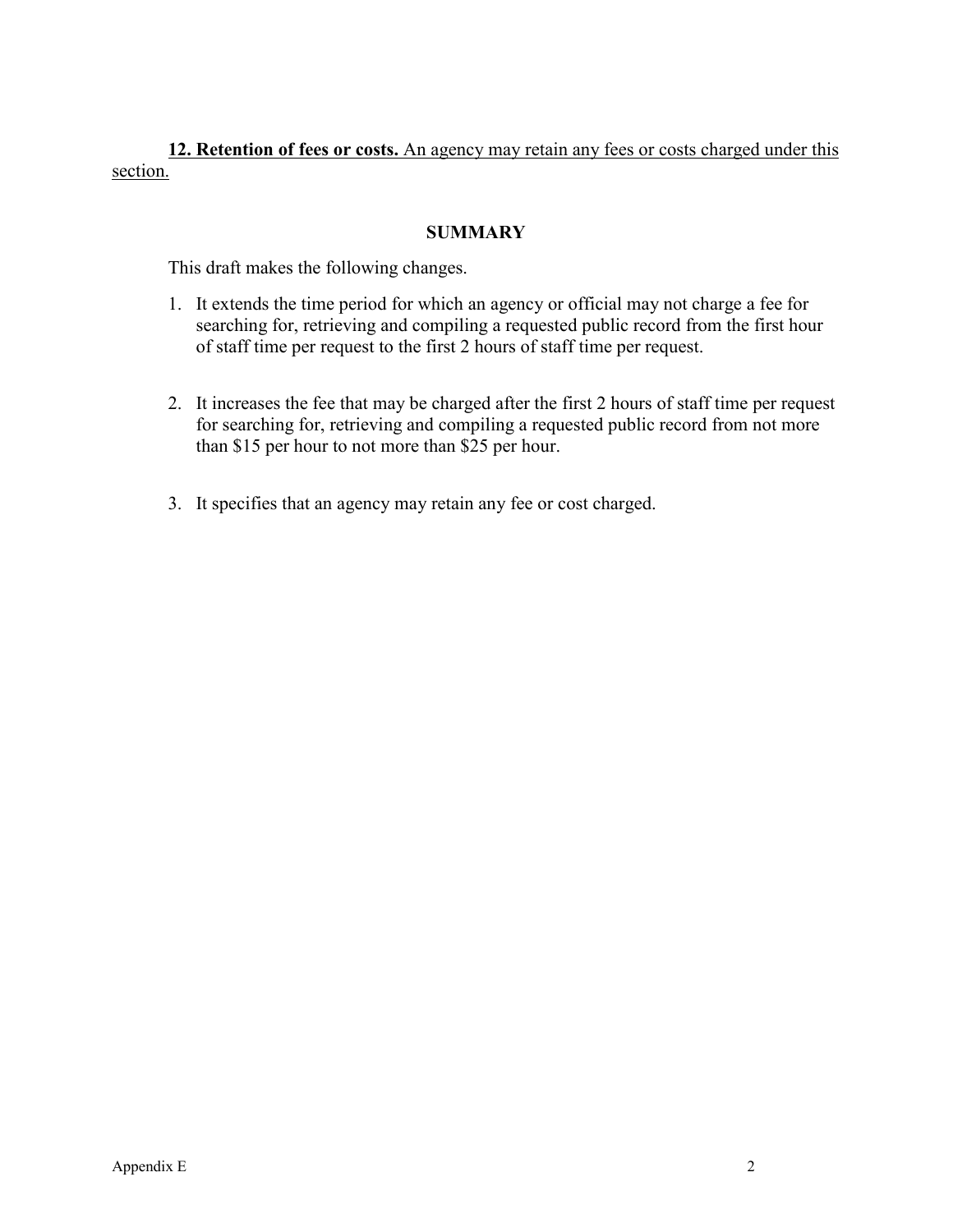**12. Retention of fees or costs.** An agency may retain any fees or costs charged under this section.

## SUMMARY

This draft makes the following changes.

1. It extends the time period for which an agency or official may not charge a fee for searching for, retrieving and compiling a requested public record from the first hour of staff time per request to the first 2 hours of staff time per request.

2. It increases the fee that may be charged after the first 2 hours of staff time per request for searching for, retrieving and compiling a requested public record from not more than $15 per hour to not more than $25 per hour.

3. It specifies that an agency may retain any fee or cost charged.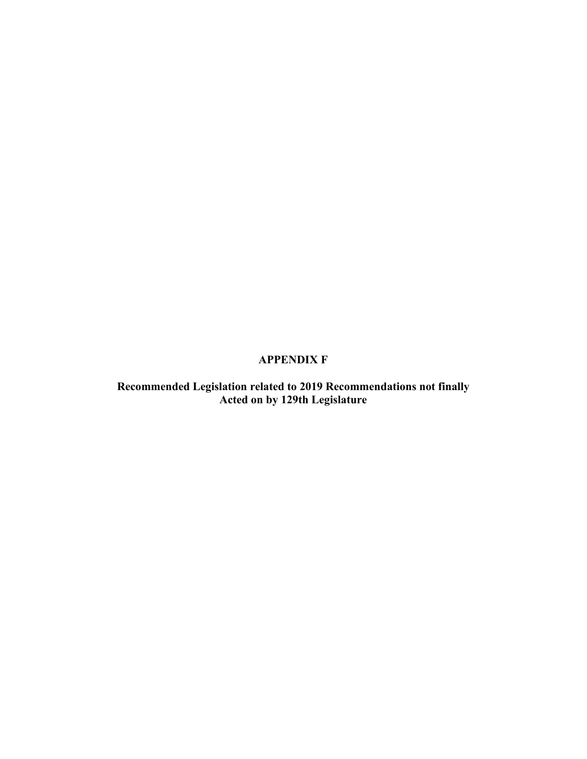# APPENDIX F

## Recommended Legislation related to 2019 Recommendations not finally Acted on by 129th Legislature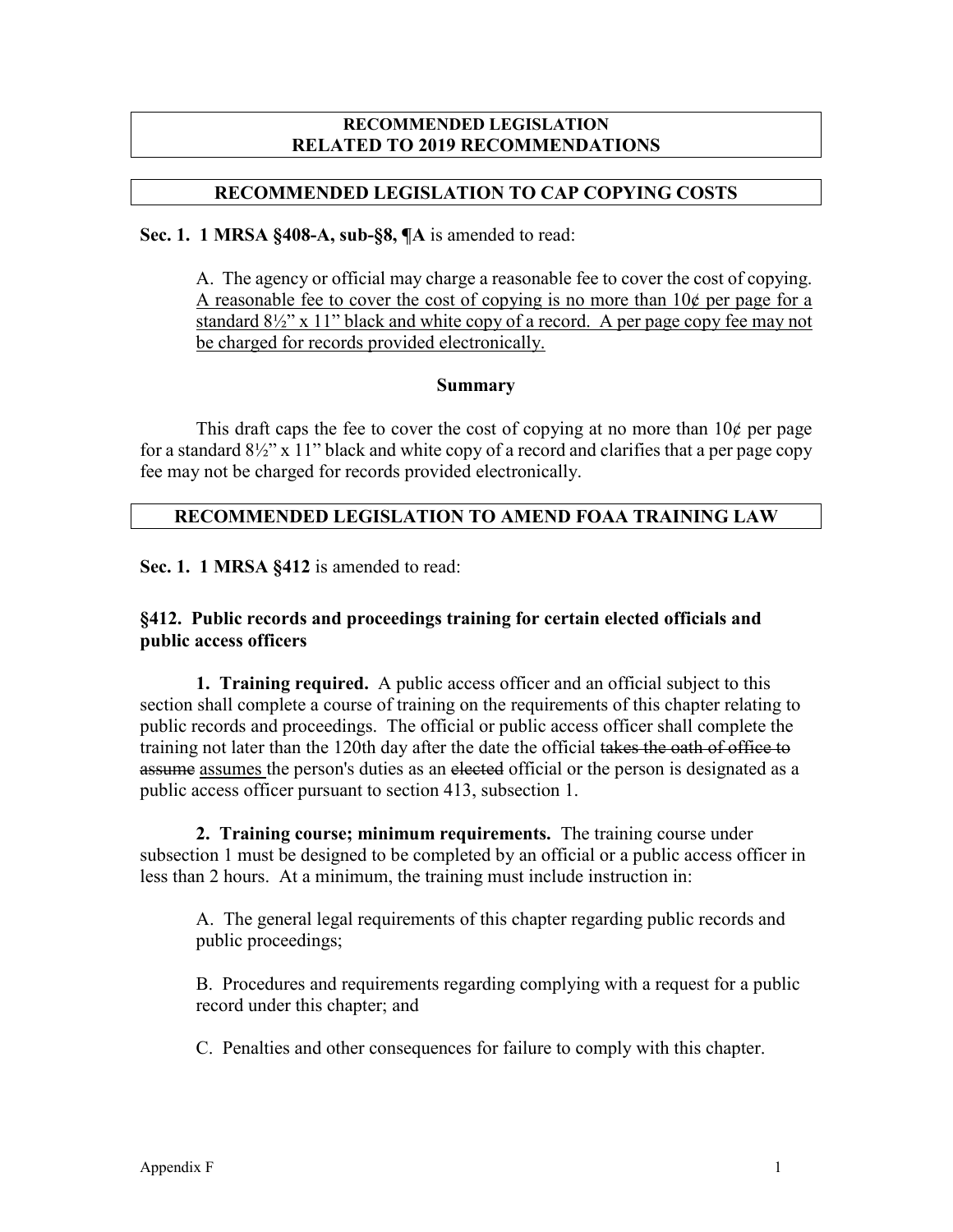**RECOMMENDED LEGISLATION**
**RELATED TO 2019 RECOMMENDATIONS**

**RECOMMENDED LEGISLATION TO CAP COPYING COSTS**

**Sec. 1. 1 MRSA §408-A, sub-§8, ¶A** is amended to read:

> A. The agency or official may charge a reasonable fee to cover the cost of copying. <u>A reasonable fee to cover the cost of copying is no more than 10¢ per page for a standard 8½" x 11" black and white copy of a record. A per page copy fee may not be charged for records provided electronically.</u>

**Summary**

This draft caps the fee to cover the cost of copying at no more than 10¢ per page for a standard 8½" x 11" black and white copy of a record and clarifies that a per page copy fee may not be charged for records provided electronically.

**RECOMMENDED LEGISLATION TO AMEND FOAA TRAINING LAW**

**Sec. 1. 1 MRSA §412** is amended to read:

**§412. Public records and proceedings training for certain elected officials and public access officers**

**1. Training required.** A public access officer and an official subject to this section shall complete a course of training on the requirements of this chapter relating to public records and proceedings. The official or public access officer shall complete the training not later than the 120th day after the date the official ~~takes the oath of office to assume~~ <u>assumes</u> the person's duties as an ~~elected~~ official or the person is designated as a public access officer pursuant to section 413, subsection 1.

**2. Training course; minimum requirements.** The training course under subsection 1 must be designed to be completed by an official or a public access officer in less than 2 hours. At a minimum, the training must include instruction in:

> A. The general legal requirements of this chapter regarding public records and public proceedings;
>
> B. Procedures and requirements regarding complying with a request for a public record under this chapter; and
>
> C. Penalties and other consequences for failure to comply with this chapter.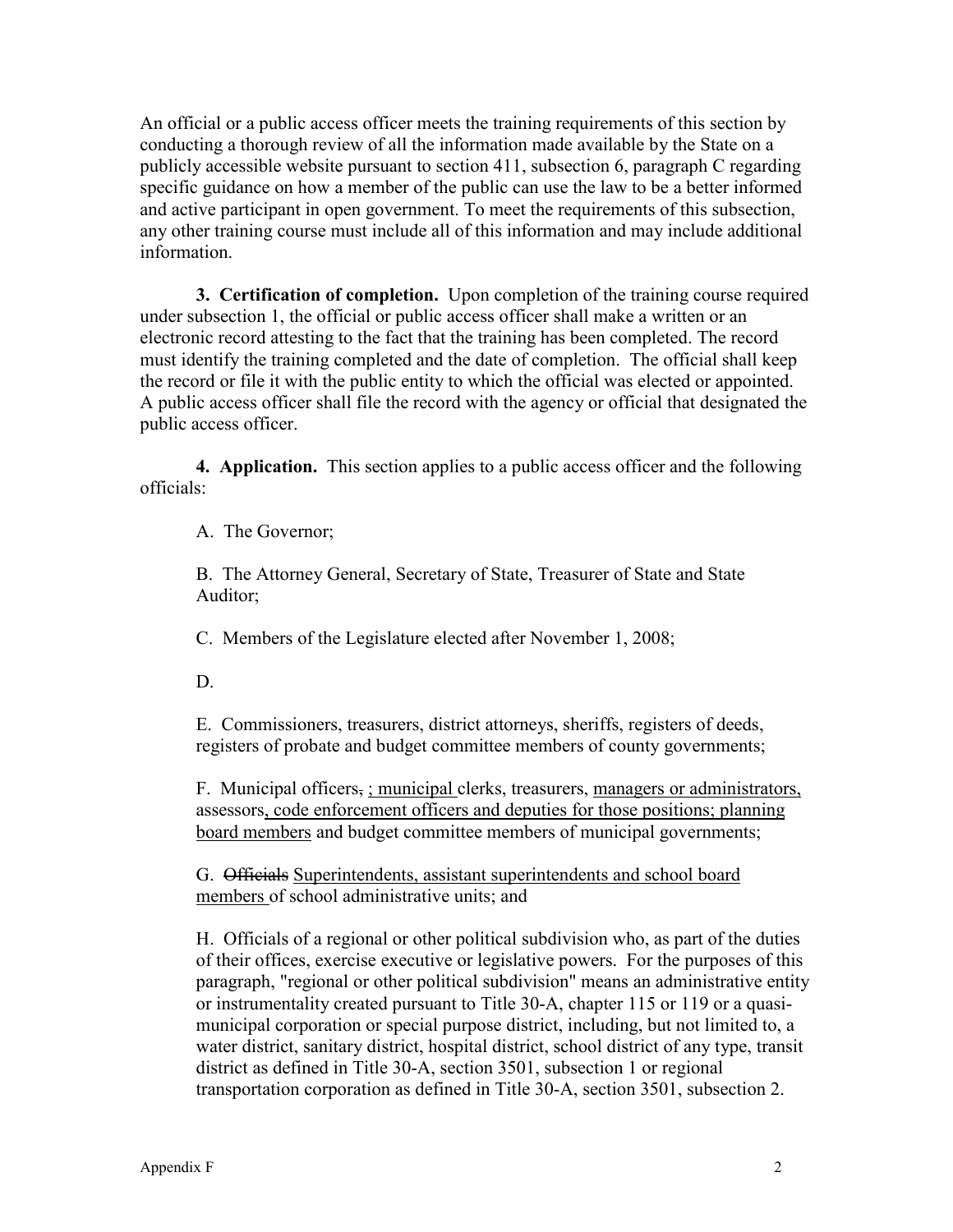An official or a public access officer meets the training requirements of this section by conducting a thorough review of all the information made available by the State on a publicly accessible website pursuant to section 411, subsection 6, paragraph C regarding specific guidance on how a member of the public can use the law to be a better informed and active participant in open government. To meet the requirements of this subsection, any other training course must include all of this information and may include additional information.

**3. Certification of completion.** Upon completion of the training course required under subsection 1, the official or public access officer shall make a written or an electronic record attesting to the fact that the training has been completed. The record must identify the training completed and the date of completion. The official shall keep the record or file it with the public entity to which the official was elected or appointed. A public access officer shall file the record with the agency or official that designated the public access officer.

**4. Application.** This section applies to a public access officer and the following officials:

A. The Governor;

B. The Attorney General, Secretary of State, Treasurer of State and State Auditor;

C. Members of the Legislature elected after November 1, 2008;

D.

E. Commissioners, treasurers, district attorneys, sheriffs, registers of deeds, registers of probate and budget committee members of county governments;

F. Municipal officers~~,~~ <u>; municipal</u> clerks, treasurers, <u>managers or administrators,</u> assessors<u>, code enforcement officers and deputies for those positions; planning board members</u> and budget committee members of municipal governments;

G. ~~Officials~~ <u>Superintendents, assistant superintendents and school board members</u> of school administrative units; and

H. Officials of a regional or other political subdivision who, as part of the duties of their offices, exercise executive or legislative powers. For the purposes of this paragraph, "regional or other political subdivision" means an administrative entity or instrumentality created pursuant to Title 30-A, chapter 115 or 119 or a quasi-municipal corporation or special purpose district, including, but not limited to, a water district, sanitary district, hospital district, school district of any type, transit district as defined in Title 30-A, section 3501, subsection 1 or regional transportation corporation as defined in Title 30-A, section 3501, subsection 2.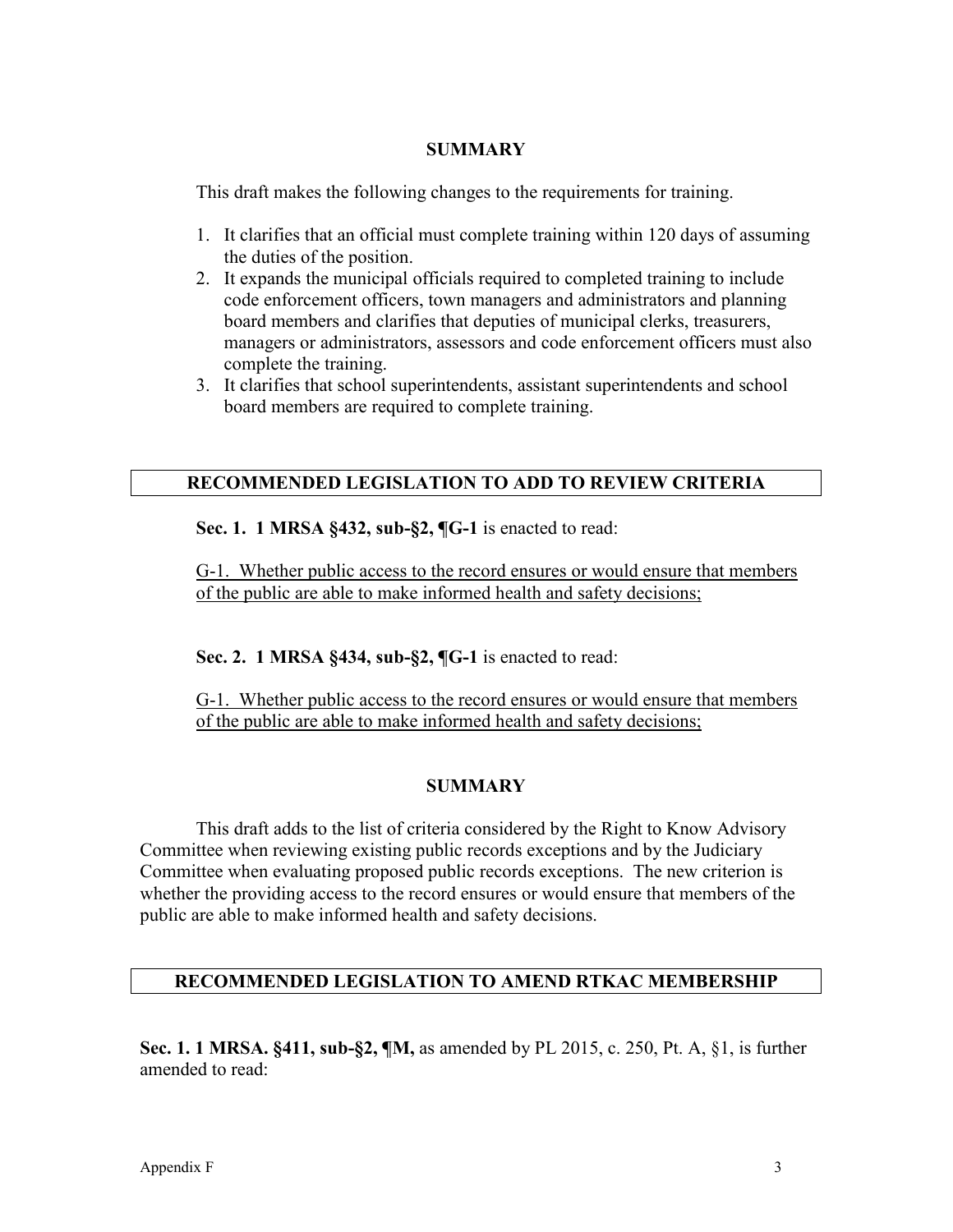## SUMMARY

This draft makes the following changes to the requirements for training.

1. It clarifies that an official must complete training within 120 days of assuming the duties of the position.
2. It expands the municipal officials required to completed training to include code enforcement officers, town managers and administrators and planning board members and clarifies that deputies of municipal clerks, treasurers, managers or administrators, assessors and code enforcement officers must also complete the training.
3. It clarifies that school superintendents, assistant superintendents and school board members are required to complete training.

## RECOMMENDED LEGISLATION TO ADD TO REVIEW CRITERIA

**Sec. 1. 1 MRSA §432, sub-§2, ¶G-1** is enacted to read:

G-1. Whether public access to the record ensures or would ensure that members of the public are able to make informed health and safety decisions;

**Sec. 2. 1 MRSA §434, sub-§2, ¶G-1** is enacted to read:

G-1. Whether public access to the record ensures or would ensure that members of the public are able to make informed health and safety decisions;

## SUMMARY

This draft adds to the list of criteria considered by the Right to Know Advisory Committee when reviewing existing public records exceptions and by the Judiciary Committee when evaluating proposed public records exceptions. The new criterion is whether the providing access to the record ensures or would ensure that members of the public are able to make informed health and safety decisions.

## RECOMMENDED LEGISLATION TO AMEND RTKAC MEMBERSHIP

**Sec. 1. 1 MRSA. §411, sub-§2, ¶M,** as amended by PL 2015, c. 250, Pt. A, §1, is further amended to read: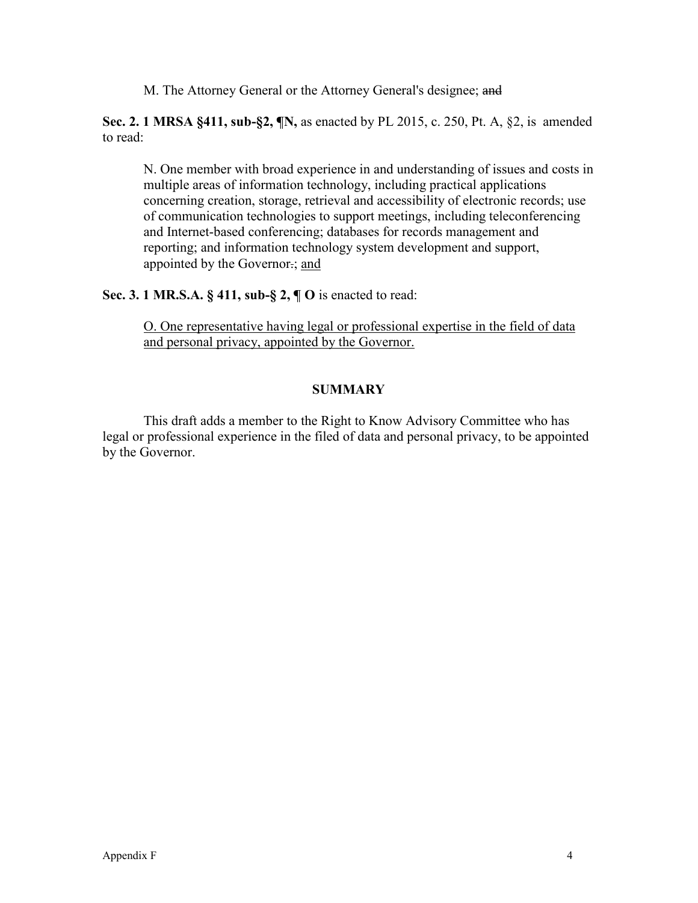M. The Attorney General or the Attorney General's designee; ~~and~~

**Sec. 2. 1 MRSA §411, sub-§2, ¶N,** as enacted by PL 2015, c. 250, Pt. A, §2, is amended to read:

N. One member with broad experience in and understanding of issues and costs in multiple areas of information technology, including practical applications concerning creation, storage, retrieval and accessibility of electronic records; use of communication technologies to support meetings, including teleconferencing and Internet-based conferencing; databases for records management and reporting; and information technology system development and support, appointed by the Governor~~.~~; <u>and</u>

**Sec. 3. 1 MR.S.A. § 411, sub-§ 2, ¶ O** is enacted to read:

<u>O. One representative having legal or professional expertise in the field of data and personal privacy, appointed by the Governor.</u>

## SUMMARY

This draft adds a member to the Right to Know Advisory Committee who has legal or professional experience in the filed of data and personal privacy, to be appointed by the Governor.